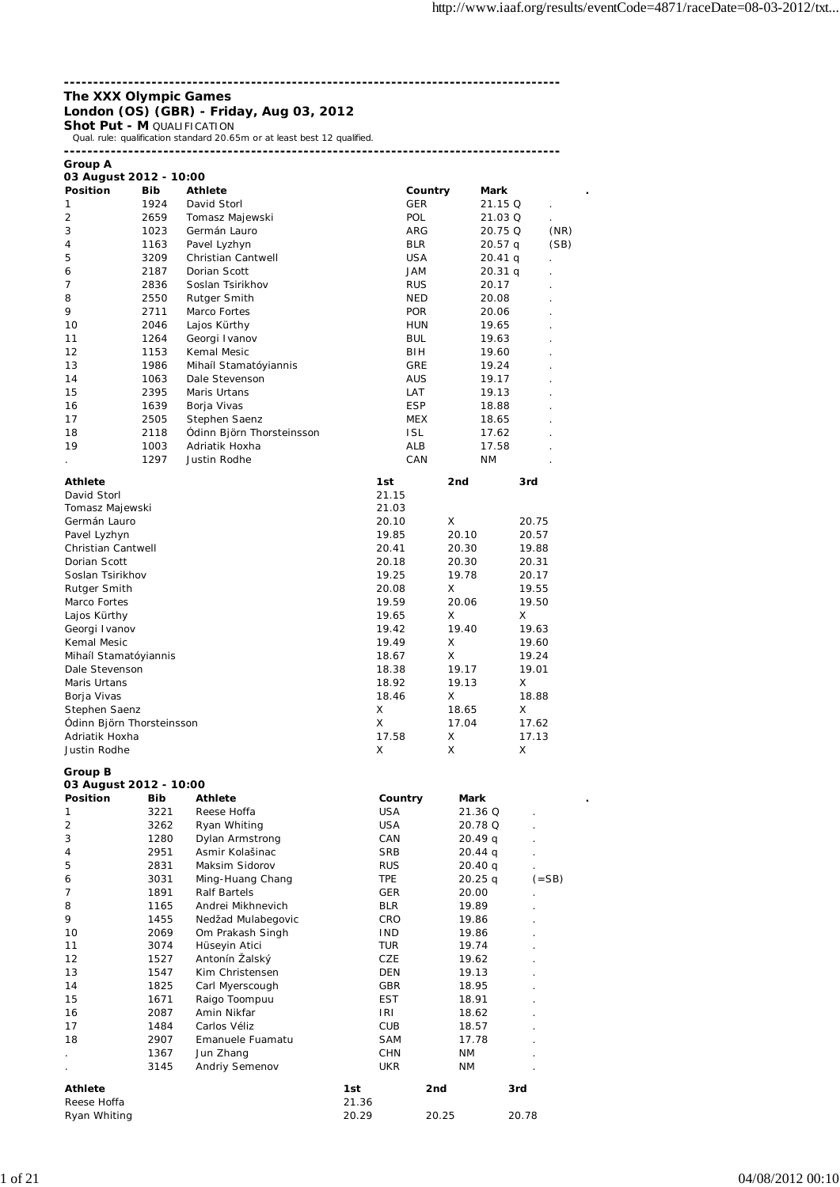---

**The XXX Olympic Games**
**London (OS) (GBR) - Friday, Aug 03, 2012**
**Shot Put - M** QUALIFICATION
Qual. rule: qualification standard 20.65m or at least best 12 qualified.

---

**Group A**
**03 August 2012 - 10:00**

| Position | Bib | Athlete | Country | Mark | | . |
|---|---|---|---|---|---|---|
| 1 | 1924 | David Storl | GER | 21.15 Q | . | |
| 2 | 2659 | Tomasz Majewski | POL | 21.03 Q | . | |
| 3 | 1023 | Germán Lauro | ARG | 20.75 Q | (NR) | |
| 4 | 1163 | Pavel Lyzhyn | BLR | 20.57 q | (SB) | |
| 5 | 3209 | Christian Cantwell | USA | 20.41 q | . | |
| 6 | 2187 | Dorian Scott | JAM | 20.31 q | . | |
| 7 | 2836 | Soslan Tsirikhov | RUS | 20.17 | . | |
| 8 | 2550 | Rutger Smith | NED | 20.08 | . | |
| 9 | 2711 | Marco Fortes | POR | 20.06 | . | |
| 10 | 2046 | Lajos Kürthy | HUN | 19.65 | . | |
| 11 | 1264 | Georgi Ivanov | BUL | 19.63 | . | |
| 12 | 1153 | Kemal Mesic | BIH | 19.60 | . | |
| 13 | 1986 | Mihaíl Stamatóyiannis | GRE | 19.24 | . | |
| 14 | 1063 | Dale Stevenson | AUS | 19.17 | . | |
| 15 | 2395 | Maris Urtans | LAT | 19.13 | . | |
| 16 | 1639 | Borja Vivas | ESP | 18.88 | . | |
| 17 | 2505 | Stephen Saenz | MEX | 18.65 | . | |
| 18 | 2118 | Ódinn Björn Thorsteinsson | ISL | 17.62 | . | |
| 19 | 1003 | Adriatik Hoxha | ALB | 17.58 | . | |
| . | 1297 | Justin Rodhe | CAN | NM | . | |

| Athlete | 1st | 2nd | 3rd |
|---|---|---|---|
| David Storl | 21.15 | | |
| Tomasz Majewski | 21.03 | | |
| Germán Lauro | 20.10 | X | 20.75 |
| Pavel Lyzhyn | 19.85 | 20.10 | 20.57 |
| Christian Cantwell | 20.41 | 20.30 | 19.88 |
| Dorian Scott | 20.18 | 20.30 | 20.31 |
| Soslan Tsirikhov | 19.25 | 19.78 | 20.17 |
| Rutger Smith | 20.08 | X | 19.55 |
| Marco Fortes | 19.59 | 20.06 | 19.50 |
| Lajos Kürthy | 19.65 | X | X |
| Georgi Ivanov | 19.42 | 19.40 | 19.63 |
| Kemal Mesic | 19.49 | X | 19.60 |
| Mihaíl Stamatóyiannis | 18.67 | X | 19.24 |
| Dale Stevenson | 18.38 | 19.17 | 19.01 |
| Maris Urtans | 18.92 | 19.13 | X |
| Borja Vivas | 18.46 | X | 18.88 |
| Stephen Saenz | X | 18.65 | X |
| Ódinn Björn Thorsteinsson | X | 17.04 | 17.62 |
| Adriatik Hoxha | 17.58 | X | 17.13 |
| Justin Rodhe | X | X | X |

**Group B**
**03 August 2012 - 10:00**

| Position | Bib | Athlete | Country | Mark | | . |
|---|---|---|---|---|---|---|
| 1 | 3221 | Reese Hoffa | USA | 21.36 Q | . | |
| 2 | 3262 | Ryan Whiting | USA | 20.78 Q | . | |
| 3 | 1280 | Dylan Armstrong | CAN | 20.49 q | . | |
| 4 | 2951 | Asmir Kolašinac | SRB | 20.44 q | . | |
| 5 | 2831 | Maksim Sidorov | RUS | 20.40 q | . | |
| 6 | 3031 | Ming-Huang Chang | TPE | 20.25 q | (=SB) | |
| 7 | 1891 | Ralf Bartels | GER | 20.00 | . | |
| 8 | 1165 | Andrei Mikhnevich | BLR | 19.89 | . | |
| 9 | 1455 | Nedžad Mulabegovic | CRO | 19.86 | . | |
| 10 | 2069 | Om Prakash Singh | IND | 19.86 | . | |
| 11 | 3074 | Hüseyin Atici | TUR | 19.74 | . | |
| 12 | 1527 | Antonín Žalský | CZE | 19.62 | . | |
| 13 | 1547 | Kim Christensen | DEN | 19.13 | . | |
| 14 | 1825 | Carl Myerscough | GBR | 18.95 | . | |
| 15 | 1671 | Raigo Toompuu | EST | 18.91 | . | |
| 16 | 2087 | Amin Nikfar | IRI | 18.62 | . | |
| 17 | 1484 | Carlos Véliz | CUB | 18.57 | . | |
| 18 | 2907 | Emanuele Fuamatu | SAM | 17.78 | . | |
| . | 1367 | Jun Zhang | CHN | NM | . | |
| . | 3145 | Andriy Semenov | UKR | NM | . | |

| Athlete | 1st | 2nd | 3rd |
|---|---|---|---|
| Reese Hoffa | 21.36 | | |
| Ryan Whiting | 20.29 | 20.25 | 20.78 |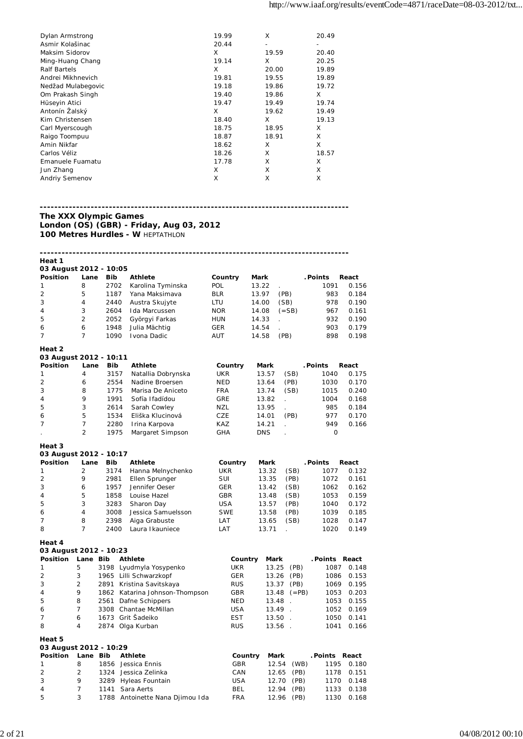| | | | |
|---|---|---|---|
| Dylan Armstrong | 19.99 | X | 20.49 |
| Asmir Kolašinac | 20.44 | - | - |
| Maksim Sidorov | X | 19.59 | 20.40 |
| Ming-Huang Chang | 19.14 | X | 20.25 |
| Ralf Bartels | X | 20.00 | 19.89 |
| Andrei Mikhnevich | 19.81 | 19.55 | 19.89 |
| Nedžad Mulabegovic | 19.18 | 19.86 | 19.72 |
| Om Prakash Singh | 19.40 | 19.86 | X |
| Hüseyin Atici | 19.47 | 19.49 | 19.74 |
| Antonín Žalský | X | 19.62 | 19.49 |
| Kim Christensen | 18.40 | X | 19.13 |
| Carl Myerscough | 18.75 | 18.95 | X |
| Raigo Toompuu | 18.87 | 18.91 | X |
| Amin Nikfar | 18.62 | X | X |
| Carlos Véliz | 18.26 | X | 18.57 |
| Emanuele Fuamatu | 17.78 | X | X |
| Jun Zhang | X | X | X |
| Andriy Semenov | X | X | X |

---

**The XXX Olympic Games**
**London (OS) (GBR) - Friday, Aug 03, 2012**
**100 Metres Hurdles - W** HEPTATHLON

---

**Heat 1**
**03 August 2012 - 10:05**

| Position | Lane | Bib | Athlete | Country | Mark | | .Points | React |
|---|---|---|---|---|---|---|---|---|
| 1 | 8 | 2702 | Karolina Tyminska | POL | 13.22 | . | 1091 | 0.156 |
| 2 | 5 | 1187 | Yana Maksimava | BLR | 13.97 | (PB) | 983 | 0.184 |
| 3 | 4 | 2440 | Austra Skujyte | LTU | 14.00 | (SB) | 978 | 0.190 |
| 4 | 3 | 2604 | Ida Marcussen | NOR | 14.08 | (=SB) | 967 | 0.161 |
| 5 | 2 | 2052 | Györgyi Farkas | HUN | 14.33 | . | 932 | 0.190 |
| 6 | 6 | 1948 | Julia Mächtig | GER | 14.54 | . | 903 | 0.179 |
| 7 | 7 | 1090 | Ivona Dadic | AUT | 14.58 | (PB) | 898 | 0.198 |

**Heat 2**
**03 August 2012 - 10:11**

| Position | Lane | Bib | Athlete | Country | Mark | | .Points | React |
|---|---|---|---|---|---|---|---|---|
| 1 | 4 | 3157 | Natallia Dobrynska | UKR | 13.57 | (SB) | 1040 | 0.175 |
| 2 | 6 | 2554 | Nadine Broersen | NED | 13.64 | (PB) | 1030 | 0.170 |
| 3 | 8 | 1775 | Marisa De Aniceto | FRA | 13.74 | (SB) | 1015 | 0.240 |
| 4 | 9 | 1991 | Sofía Ifadídou | GRE | 13.82 | . | 1004 | 0.168 |
| 5 | 3 | 2614 | Sarah Cowley | NZL | 13.95 | . | 985 | 0.184 |
| 6 | 5 | 1534 | Eliška Klucinová | CZE | 14.01 | (PB) | 977 | 0.170 |
| 7 | 7 | 2280 | Irina Karpova | KAZ | 14.21 | . | 949 | 0.166 |
| . | 2 | 1975 | Margaret Simpson | GHA | DNS | . | 0 | |

**Heat 3**
**03 August 2012 - 10:17**

| Position | Lane | Bib | Athlete | Country | Mark | | .Points | React |
|---|---|---|---|---|---|---|---|---|
| 1 | 2 | 3174 | Hanna Melnychenko | UKR | 13.32 | (SB) | 1077 | 0.132 |
| 2 | 9 | 2981 | Ellen Sprunger | SUI | 13.35 | (PB) | 1072 | 0.161 |
| 3 | 6 | 1957 | Jennifer Oeser | GER | 13.42 | (SB) | 1062 | 0.162 |
| 4 | 5 | 1858 | Louise Hazel | GBR | 13.48 | (SB) | 1053 | 0.159 |
| 5 | 3 | 3283 | Sharon Day | USA | 13.57 | (PB) | 1040 | 0.172 |
| 6 | 4 | 3008 | Jessica Samuelsson | SWE | 13.58 | (PB) | 1039 | 0.185 |
| 7 | 8 | 2398 | Aiga Grabuste | LAT | 13.65 | (SB) | 1028 | 0.147 |
| 8 | 7 | 2400 | Laura Ikauniece | LAT | 13.71 | . | 1020 | 0.149 |

**Heat 4**
**03 August 2012 - 10:23**

| Position | Lane | Bib | Athlete | Country | Mark | | .Points | React |
|---|---|---|---|---|---|---|---|---|
| 1 | 5 | 3198 | Lyudmyla Yosypenko | UKR | 13.25 | (PB) | 1087 | 0.148 |
| 2 | 3 | 1965 | Lilli Schwarzkopf | GER | 13.26 | (PB) | 1086 | 0.153 |
| 3 | 2 | 2891 | Kristina Savitskaya | RUS | 13.37 | (PB) | 1069 | 0.195 |
| 4 | 9 | 1862 | Katarina Johnson-Thompson | GBR | 13.48 | (=PB) | 1053 | 0.203 |
| 5 | 8 | 2561 | Dafne Schippers | NED | 13.48 | . | 1053 | 0.155 |
| 6 | 7 | 3308 | Chantae McMillan | USA | 13.49 | . | 1052 | 0.169 |
| 7 | 6 | 1673 | Grit Šadeiko | EST | 13.50 | . | 1050 | 0.141 |
| 8 | 4 | 2874 | Olga Kurban | RUS | 13.56 | . | 1041 | 0.166 |

**Heat 5**
**03 August 2012 - 10:29**

| Position | Lane | Bib | Athlete | Country | Mark | | .Points | React |
|---|---|---|---|---|---|---|---|---|
| 1 | 8 | 1856 | Jessica Ennis | GBR | 12.54 | (WB) | 1195 | 0.180 |
| 2 | 2 | 1324 | Jessica Zelinka | CAN | 12.65 | (PB) | 1178 | 0.151 |
| 3 | 9 | 3289 | Hyleas Fountain | USA | 12.70 | (PB) | 1170 | 0.148 |
| 4 | 7 | 1141 | Sara Aerts | BEL | 12.94 | (PB) | 1133 | 0.138 |
| 5 | 3 | 1788 | Antoinette Nana Djimou Ida | FRA | 12.96 | (PB) | 1130 | 0.168 |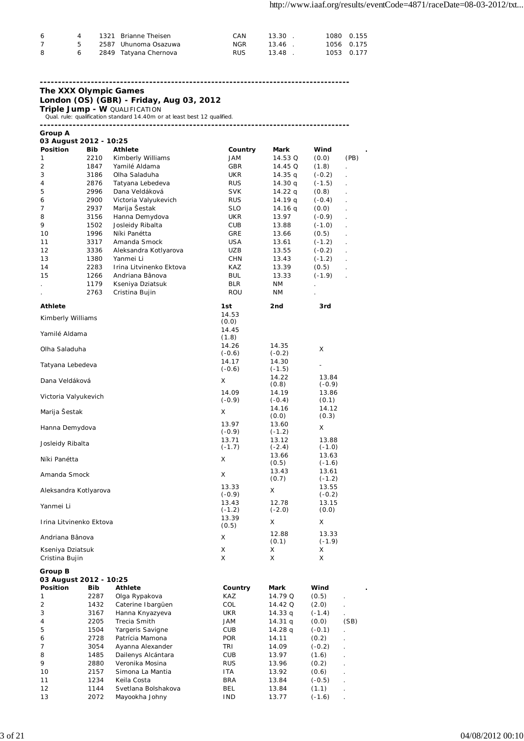| 6 | 4 | 1321 | Brianne Theisen | CAN | 13.30 | . | 1080 | 0.155 |
|---|---|---|---|---|---|---|---|---|
| 7 | 5 | 2587 | Uhunoma Osazuwa | NGR | 13.46 | . | 1056 | 0.175 |
| 8 | 6 | 2849 | Tatyana Chernova | RUS | 13.48 | . | 1053 | 0.177 |

---

## The XXX Olympic Games
## London (OS) (GBR) - Friday, Aug 03, 2012
### Triple Jump - W QUALIFICATION

Qual. rule: qualification standard 14.40m or at least best 12 qualified.

---

**Group A**
**03 August 2012 - 10:25**

| Position | Bib | Athlete | Country | Mark | Wind | . |
|---|---|---|---|---|---|---|
| 1 | 2210 | Kimberly Williams | JAM | 14.53 Q | (0.0) | (PB) |
| 2 | 1847 | Yamilé Aldama | GBR | 14.45 Q | (1.8) | . |
| 3 | 3186 | Olha Saladuha | UKR | 14.35 q | (-0.2) | . |
| 4 | 2876 | Tatyana Lebedeva | RUS | 14.30 q | (-1.5) | . |
| 5 | 2996 | Dana Veldáková | SVK | 14.22 q | (0.8) | . |
| 6 | 2900 | Victoria Valyukevich | RUS | 14.19 q | (-0.4) | . |
| 7 | 2937 | Marija Šestak | SLO | 14.16 q | (0.0) | . |
| 8 | 3156 | Hanna Demydova | UKR | 13.97 | (-0.9) | . |
| 9 | 1502 | Josleidy Ribalta | CUB | 13.88 | (-1.0) | . |
| 10 | 1996 | Níki Panétta | GRE | 13.66 | (0.5) | . |
| 11 | 3317 | Amanda Smock | USA | 13.61 | (-1.2) | . |
| 12 | 3336 | Aleksandra Kotlyarova | UZB | 13.55 | (-0.2) | . |
| 13 | 1380 | Yanmei Li | CHN | 13.43 | (-1.2) | . |
| 14 | 2283 | Irina Litvinenko Ektova | KAZ | 13.39 | (0.5) | . |
| 15 | 1266 | Andriana Bânova | BUL | 13.33 | (-1.9) | . |
| . | 1179 | Kseniya Dziatsuk | BLR | NM | . | |
| . | 2763 | Cristina Bujin | ROU | NM | . | |

| Athlete | 1st | 2nd | 3rd |
|---|---|---|---|
| Kimberly Williams | 14.53 (0.0) | | |
| Yamilé Aldama | 14.45 (1.8) | | |
| Olha Saladuha | 14.26 (-0.6) | 14.35 (-0.2) | X |
| Tatyana Lebedeva | 14.17 (-0.6) | 14.30 (-1.5) | - |
| Dana Veldáková | X | 14.22 (0.8) | 13.84 (-0.9) |
| Victoria Valyukevich | 14.09 (-0.9) | 14.19 (-0.4) | 13.86 (0.1) |
| Marija Šestak | X | 14.16 (0.0) | 14.12 (0.3) |
| Hanna Demydova | 13.97 (-0.9) | 13.60 (-1.2) | X |
| Josleidy Ribalta | 13.71 (-1.7) | 13.12 (-2.4) | 13.88 (-1.0) |
| Níki Panétta | X | 13.66 (0.5) | 13.63 (-1.6) |
| Amanda Smock | X | 13.43 (0.7) | 13.61 (-1.2) |
| Aleksandra Kotlyarova | 13.33 (-0.9) | X | 13.55 (-0.2) |
| Yanmei Li | 13.43 (-1.2) | 12.78 (-2.0) | 13.15 (0.0) |
| Irina Litvinenko Ektova | 13.39 (0.5) | X | X |
| Andriana Bânova | X | 12.88 (0.1) | 13.33 (-1.9) |
| Kseniya Dziatsuk | X | X | X |
| Cristina Bujin | X | X | X |

**Group B**
**03 August 2012 - 10:25**

| Position | Bib | Athlete | Country | Mark | Wind | . |
|---|---|---|---|---|---|---|
| 1 | 2287 | Olga Rypakova | KAZ | 14.79 Q | (0.5) | . |
| 2 | 1432 | Caterine Ibargüen | COL | 14.42 Q | (2.0) | . |
| 3 | 3167 | Hanna Knyazyeva | UKR | 14.33 q | (-1.4) | . |
| 4 | 2205 | Trecia Smith | JAM | 14.31 q | (0.0) | (SB) |
| 5 | 1504 | Yargeris Savigne | CUB | 14.28 q | (-0.1) | . |
| 6 | 2728 | Patrícia Mamona | POR | 14.11 | (0.2) | . |
| 7 | 3054 | Ayanna Alexander | TRI | 14.09 | (-0.2) | . |
| 8 | 1485 | Dailenys Alcántara | CUB | 13.97 | (1.6) | . |
| 9 | 2880 | Veronika Mosina | RUS | 13.96 | (0.2) | . |
| 10 | 2157 | Simona La Mantia | ITA | 13.92 | (0.6) | . |
| 11 | 1234 | Keila Costa | BRA | 13.84 | (-0.5) | . |
| 12 | 1144 | Svetlana Bolshakova | BEL | 13.84 | (1.1) | . |
| 13 | 2072 | Mayookha Johny | IND | 13.77 | (-1.6) | . |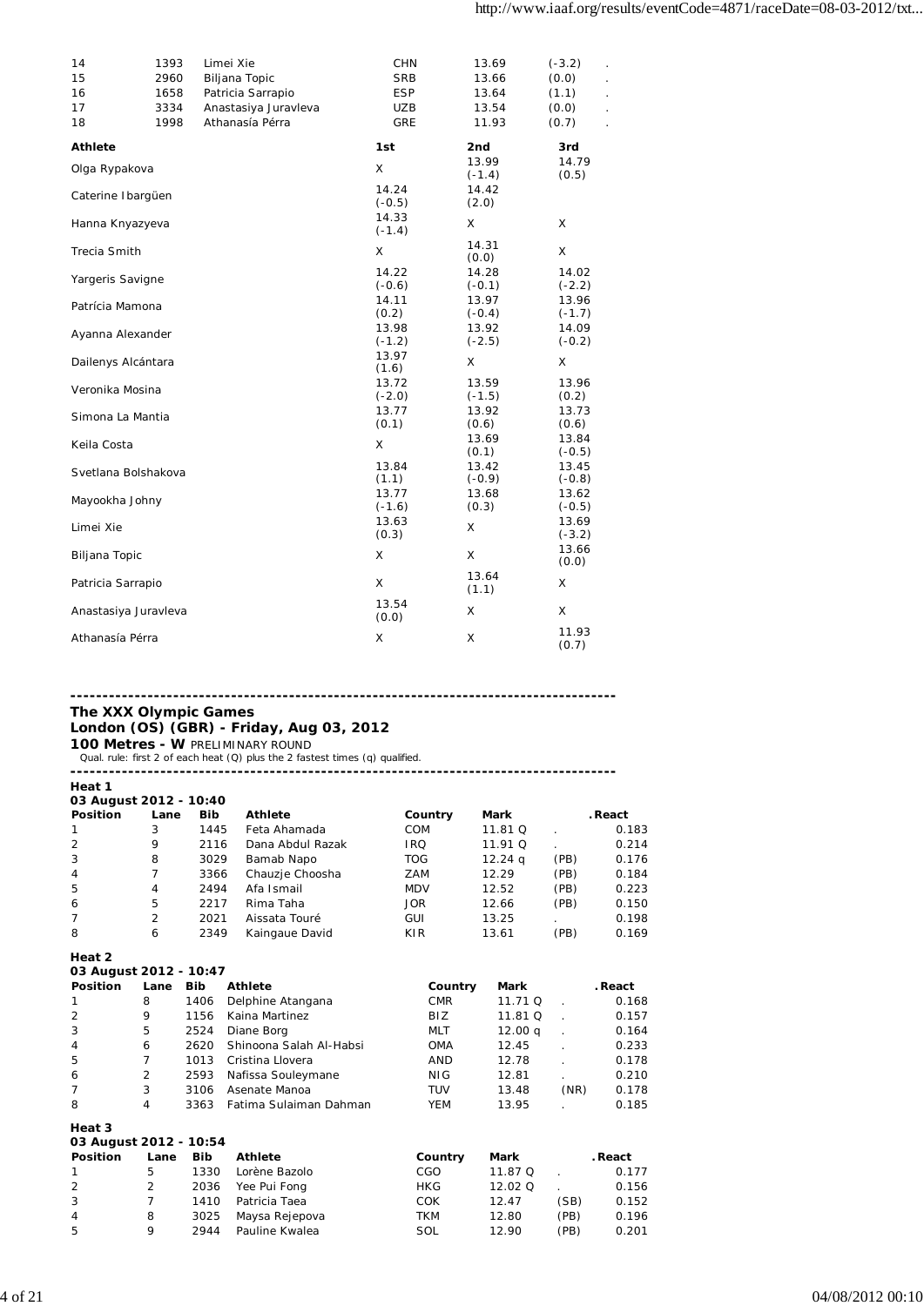| | | | | | | |
|---|---|---|---|---|---|---|
| 14 | 1393 | Limei Xie | CHN | 13.69 | (-3.2) | . |
| 15 | 2960 | Biljana Topic | SRB | 13.66 | (0.0) | . |
| 16 | 1658 | Patricia Sarrapio | ESP | 13.64 | (1.1) | . |
| 17 | 3334 | Anastasiya Juravleva | UZB | 13.54 | (0.0) | . |
| 18 | 1998 | Athanasía Pérra | GRE | 11.93 | (0.7) | . |

| Athlete | 1st | 2nd | 3rd |
|---|---|---|---|
| Olga Rypakova | X | 13.99 (-1.4) | 14.79 (0.5) |
| Caterine Ibargüen | 14.24 (-0.5) | 14.42 (2.0) | |
| Hanna Knyazyeva | 14.33 (-1.4) | X | X |
| Trecia Smith | X | 14.31 (0.0) | X |
| Yargeris Savigne | 14.22 (-0.6) | 14.28 (-0.1) | 14.02 (-2.2) |
| Patrícia Mamona | 14.11 (0.2) | 13.97 (-0.4) | 13.96 (-1.7) |
| Ayanna Alexander | 13.98 (-1.2) | 13.92 (-2.5) | 14.09 (-0.2) |
| Dailenys Alcántara | 13.97 (1.6) | X | X |
| Veronika Mosina | 13.72 (-2.0) | 13.59 (-1.5) | 13.96 (0.2) |
| Simona La Mantia | 13.77 (0.1) | 13.92 (0.6) | 13.73 (0.6) |
| Keila Costa | X | 13.69 (0.1) | 13.84 (-0.5) |
| Svetlana Bolshakova | 13.84 (1.1) | 13.42 (-0.9) | 13.45 (-0.8) |
| Mayookha Johny | 13.77 (-1.6) | 13.68 (0.3) | 13.62 (-0.5) |
| Limei Xie | 13.63 (0.3) | X | 13.69 (-3.2) |
| Biljana Topic | X | X | 13.66 (0.0) |
| Patricia Sarrapio | X | 13.64 (1.1) | X |
| Anastasiya Juravleva | 13.54 (0.0) | X | X |
| Athanasía Pérra | X | X | 11.93 (0.7) |

---

**The XXX Olympic Games**
**London (OS) (GBR) - Friday, Aug 03, 2012**
**100 Metres - W** PRELIMINARY ROUND
Qual. rule: first 2 of each heat (Q) plus the 2 fastest times (q) qualified.

---

**Heat 1**
**03 August 2012 - 10:40**

| Position | Lane | Bib | Athlete | Country | Mark | | .React |
|---|---|---|---|---|---|---|---|
| 1 | 3 | 1445 | Feta Ahamada | COM | 11.81 Q | . | 0.183 |
| 2 | 9 | 2116 | Dana Abdul Razak | IRQ | 11.91 Q | . | 0.214 |
| 3 | 8 | 3029 | Bamab Napo | TOG | 12.24 q | (PB) | 0.176 |
| 4 | 7 | 3366 | Chauzje Choosha | ZAM | 12.29 | (PB) | 0.184 |
| 5 | 4 | 2494 | Afa Ismail | MDV | 12.52 | (PB) | 0.223 |
| 6 | 5 | 2217 | Rima Taha | JOR | 12.66 | (PB) | 0.150 |
| 7 | 2 | 2021 | Aissata Touré | GUI | 13.25 | . | 0.198 |
| 8 | 6 | 2349 | Kaingaue David | KIR | 13.61 | (PB) | 0.169 |

**Heat 2**
**03 August 2012 - 10:47**

| Position | Lane | Bib | Athlete | Country | Mark | | .React |
|---|---|---|---|---|---|---|---|
| 1 | 8 | 1406 | Delphine Atangana | CMR | 11.71 Q | . | 0.168 |
| 2 | 9 | 1156 | Kaina Martinez | BIZ | 11.81 Q | . | 0.157 |
| 3 | 5 | 2524 | Diane Borg | MLT | 12.00 q | . | 0.164 |
| 4 | 6 | 2620 | Shinoona Salah Al-Habsi | OMA | 12.45 | . | 0.233 |
| 5 | 7 | 1013 | Cristina Llovera | AND | 12.78 | . | 0.178 |
| 6 | 2 | 2593 | Nafissa Souleymane | NIG | 12.81 | . | 0.210 |
| 7 | 3 | 3106 | Asenate Manoa | TUV | 13.48 | (NR) | 0.178 |
| 8 | 4 | 3363 | Fatima Sulaiman Dahman | YEM | 13.95 | . | 0.185 |

**Heat 3**
**03 August 2012 - 10:54**

| Position | Lane | Bib | Athlete | Country | Mark | | .React |
|---|---|---|---|---|---|---|---|
| 1 | 5 | 1330 | Lorène Bazolo | CGO | 11.87 Q | . | 0.177 |
| 2 | 2 | 2036 | Yee Pui Fong | HKG | 12.02 Q | . | 0.156 |
| 3 | 7 | 1410 | Patricia Taea | COK | 12.47 | (SB) | 0.152 |
| 4 | 8 | 3025 | Maysa Rejepova | TKM | 12.80 | (PB) | 0.196 |
| 5 | 9 | 2944 | Pauline Kwalea | SOL | 12.90 | (PB) | 0.201 |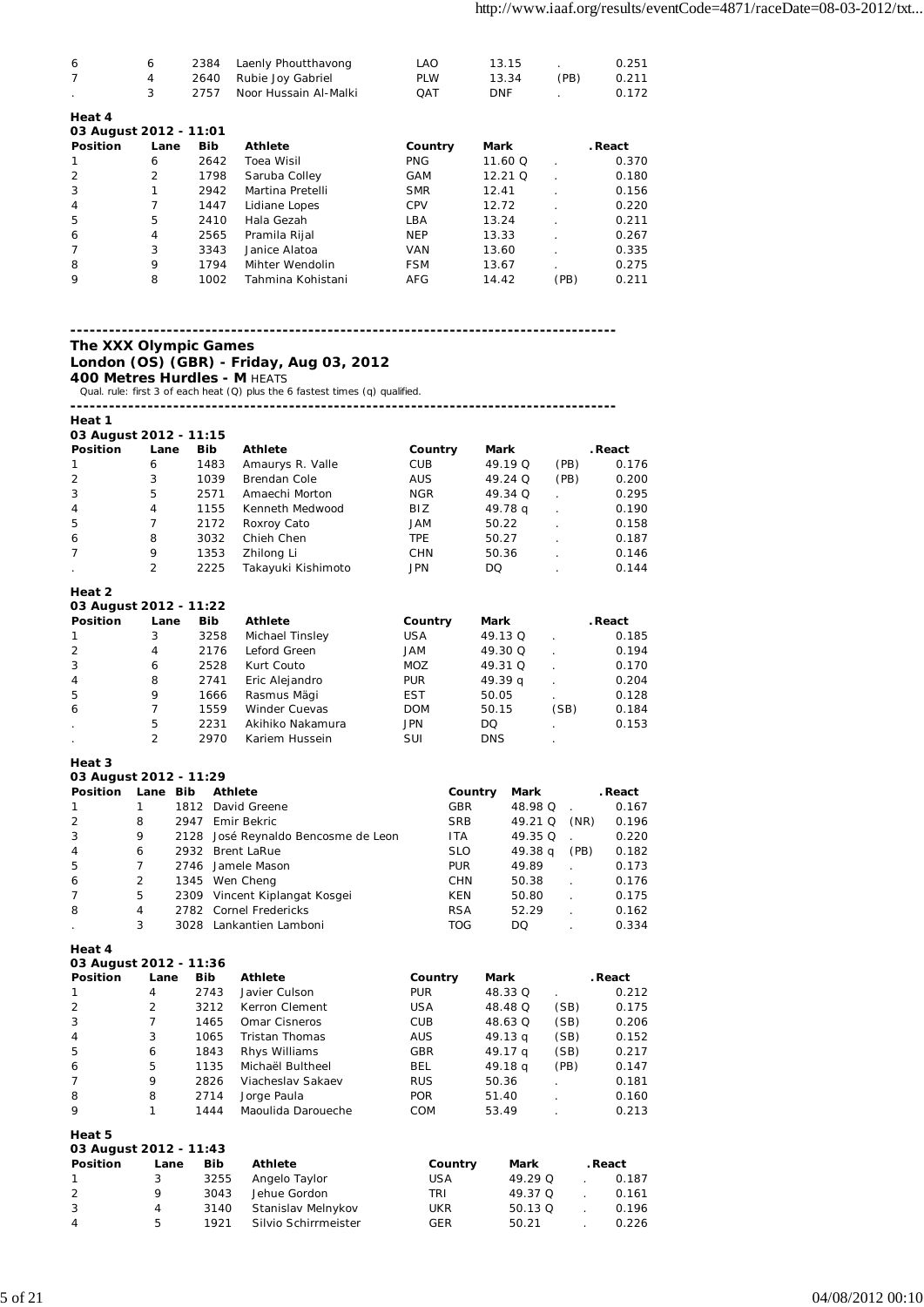| Position | Lane | Bib | Athlete | Country | Mark | | .React |
|---|---|---|---|---|---|---|---|
| 6 | 6 | 2384 | Laenly Phoutthavong | LAO | 13.15 | . | 0.251 |
| 7 | 4 | 2640 | Rubie Joy Gabriel | PLW | 13.34 | (PB) | 0.211 |
| . | 3 | 2757 | Noor Hussain Al-Malki | QAT | DNF | . | 0.172 |

**Heat 4**
**03 August 2012 - 11:01**

| Position | Lane | Bib | Athlete | Country | Mark | | .React |
|---|---|---|---|---|---|---|---|
| 1 | 6 | 2642 | Toea Wisil | PNG | 11.60 Q | . | 0.370 |
| 2 | 2 | 1798 | Saruba Colley | GAM | 12.21 Q | . | 0.180 |
| 3 | 1 | 2942 | Martina Pretelli | SMR | 12.41 | . | 0.156 |
| 4 | 7 | 1447 | Lidiane Lopes | CPV | 12.72 | . | 0.220 |
| 5 | 5 | 2410 | Hala Gezah | LBA | 13.24 | . | 0.211 |
| 6 | 4 | 2565 | Pramila Rijal | NEP | 13.33 | . | 0.267 |
| 7 | 3 | 3343 | Janice Alatoa | VAN | 13.60 | . | 0.335 |
| 8 | 9 | 1794 | Mihter Wendolin | FSM | 13.67 | . | 0.275 |
| 9 | 8 | 1002 | Tahmina Kohistani | AFG | 14.42 | (PB) | 0.211 |

---

## The XXX Olympic Games
## London (OS) (GBR) - Friday, Aug 03, 2012
### 400 Metres Hurdles - M HEATS

Qual. rule: first 3 of each heat (Q) plus the 6 fastest times (q) qualified.

---

**Heat 1**
**03 August 2012 - 11:15**

| Position | Lane | Bib | Athlete | Country | Mark | | .React |
|---|---|---|---|---|---|---|---|
| 1 | 6 | 1483 | Amaurys R. Valle | CUB | 49.19 Q | (PB) | 0.176 |
| 2 | 3 | 1039 | Brendan Cole | AUS | 49.24 Q | (PB) | 0.200 |
| 3 | 5 | 2571 | Amaechi Morton | NGR | 49.34 Q | . | 0.295 |
| 4 | 4 | 1155 | Kenneth Medwood | BIZ | 49.78 q | . | 0.190 |
| 5 | 7 | 2172 | Roxroy Cato | JAM | 50.22 | . | 0.158 |
| 6 | 8 | 3032 | Chieh Chen | TPE | 50.27 | . | 0.187 |
| 7 | 9 | 1353 | Zhilong Li | CHN | 50.36 | . | 0.146 |
| . | 2 | 2225 | Takayuki Kishimoto | JPN | DQ | . | 0.144 |

**Heat 2**
**03 August 2012 - 11:22**

| Position | Lane | Bib | Athlete | Country | Mark | | .React |
|---|---|---|---|---|---|---|---|
| 1 | 3 | 3258 | Michael Tinsley | USA | 49.13 Q | . | 0.185 |
| 2 | 4 | 2176 | Leford Green | JAM | 49.30 Q | . | 0.194 |
| 3 | 6 | 2528 | Kurt Couto | MOZ | 49.31 Q | . | 0.170 |
| 4 | 8 | 2741 | Eric Alejandro | PUR | 49.39 q | . | 0.204 |
| 5 | 9 | 1666 | Rasmus Mägi | EST | 50.05 | . | 0.128 |
| 6 | 7 | 1559 | Winder Cuevas | DOM | 50.15 | (SB) | 0.184 |
| . | 5 | 2231 | Akihiko Nakamura | JPN | DQ | . | 0.153 |
| . | 2 | 2970 | Kariem Hussein | SUI | DNS | . | |

**Heat 3**
**03 August 2012 - 11:29**

| Position | Lane | Bib | Athlete | Country | Mark | | .React |
|---|---|---|---|---|---|---|---|
| 1 | 1 | 1812 | David Greene | GBR | 48.98 Q | . | 0.167 |
| 2 | 8 | 2947 | Emir Bekric | SRB | 49.21 Q | (NR) | 0.196 |
| 3 | 9 | 2128 | José Reynaldo Bencosme de Leon | ITA | 49.35 Q | . | 0.220 |
| 4 | 6 | 2932 | Brent LaRue | SLO | 49.38 q | (PB) | 0.182 |
| 5 | 7 | 2746 | Jamele Mason | PUR | 49.89 | . | 0.173 |
| 6 | 2 | 1345 | Wen Cheng | CHN | 50.38 | . | 0.176 |
| 7 | 5 | 2309 | Vincent Kiplangat Kosgei | KEN | 50.80 | . | 0.175 |
| 8 | 4 | 2782 | Cornel Fredericks | RSA | 52.29 | . | 0.162 |
| . | 3 | 3028 | Lankantien Lamboni | TOG | DQ | . | 0.334 |

**Heat 4**
**03 August 2012 - 11:36**

| Position | Lane | Bib | Athlete | Country | Mark | | .React |
|---|---|---|---|---|---|---|---|
| 1 | 4 | 2743 | Javier Culson | PUR | 48.33 Q | . | 0.212 |
| 2 | 2 | 3212 | Kerron Clement | USA | 48.48 Q | (SB) | 0.175 |
| 3 | 7 | 1465 | Omar Cisneros | CUB | 48.63 Q | (SB) | 0.206 |
| 4 | 3 | 1065 | Tristan Thomas | AUS | 49.13 q | (SB) | 0.152 |
| 5 | 6 | 1843 | Rhys Williams | GBR | 49.17 q | (SB) | 0.217 |
| 6 | 5 | 1135 | Michaël Bultheel | BEL | 49.18 q | (PB) | 0.147 |
| 7 | 9 | 2826 | Viacheslav Sakaev | RUS | 50.36 | . | 0.181 |
| 8 | 8 | 2714 | Jorge Paula | POR | 51.40 | . | 0.160 |
| 9 | 1 | 1444 | Maoulida Daroueche | COM | 53.49 | . | 0.213 |

**Heat 5**
**03 August 2012 - 11:43**

| Position | Lane | Bib | Athlete | Country | Mark | | .React |
|---|---|---|---|---|---|---|---|
| 1 | 3 | 3255 | Angelo Taylor | USA | 49.29 Q | . | 0.187 |
| 2 | 9 | 3043 | Jehue Gordon | TRI | 49.37 Q | . | 0.161 |
| 3 | 4 | 3140 | Stanislav Melnykov | UKR | 50.13 Q | . | 0.196 |
| 4 | 5 | 1921 | Silvio Schirrmeister | GER | 50.21 | . | 0.226 |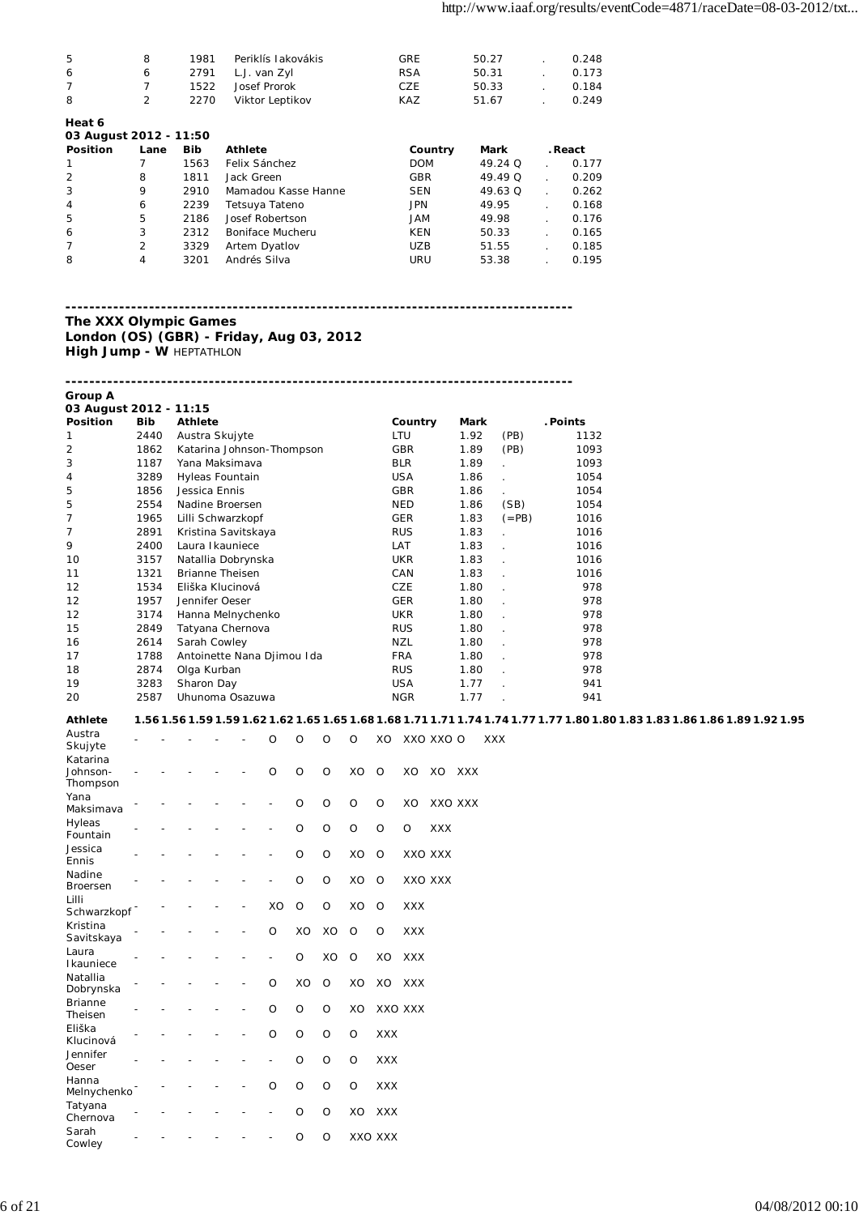| Position | Lane | Bib | Athlete | Country | Mark | . | React |
|---|---|---|---|---|---|---|---|
| 5 | 8 | 1981 | Periklís Iakovákis | GRE | 50.27 | . | 0.248 |
| 6 | 6 | 2791 | L.J. van Zyl | RSA | 50.31 | . | 0.173 |
| 7 | 7 | 1522 | Josef Prorok | CZE | 50.33 | . | 0.184 |
| 8 | 2 | 2270 | Viktor Leptikov | KAZ | 51.67 | . | 0.249 |

**Heat 6**
**03 August 2012 - 11:50**

| Position | Lane | Bib | Athlete | Country | Mark | . | React |
|---|---|---|---|---|---|---|---|
| 1 | 7 | 1563 | Felix Sánchez | DOM | 49.24 Q | . | 0.177 |
| 2 | 8 | 1811 | Jack Green | GBR | 49.49 Q | . | 0.209 |
| 3 | 9 | 2910 | Mamadou Kasse Hanne | SEN | 49.63 Q | . | 0.262 |
| 4 | 6 | 2239 | Tetsuya Tateno | JPN | 49.95 | . | 0.168 |
| 5 | 5 | 2186 | Josef Robertson | JAM | 49.98 | . | 0.176 |
| 6 | 3 | 2312 | Boniface Mucheru | KEN | 50.33 | . | 0.165 |
| 7 | 2 | 3329 | Artem Dyatlov | UZB | 51.55 | . | 0.185 |
| 8 | 4 | 3201 | Andrés Silva | URU | 53.38 | . | 0.195 |

---------------------------------------------------------------------------------

**The XXX Olympic Games**
**London (OS) (GBR) - Friday, Aug 03, 2012**
**High Jump - W** HEPTATHLON

---------------------------------------------------------------------------------

**Group A**
**03 August 2012 - 11:15**

| Position | Bib | Athlete | Country | Mark | | . Points |
|---|---|---|---|---|---|---|
| 1 | 2440 | Austra Skujyte | LTU | 1.92 | (PB) | 1132 |
| 2 | 1862 | Katarina Johnson-Thompson | GBR | 1.89 | (PB) | 1093 |
| 3 | 1187 | Yana Maksimava | BLR | 1.89 | . | 1093 |
| 4 | 3289 | Hyleas Fountain | USA | 1.86 | . | 1054 |
| 5 | 1856 | Jessica Ennis | GBR | 1.86 | . | 1054 |
| 5 | 2554 | Nadine Broersen | NED | 1.86 | (SB) | 1054 |
| 7 | 1965 | Lilli Schwarzkopf | GER | 1.83 | (=PB) | 1016 |
| 7 | 2891 | Kristina Savitskaya | RUS | 1.83 | . | 1016 |
| 9 | 2400 | Laura Ikauniece | LAT | 1.83 | . | 1016 |
| 10 | 3157 | Natallia Dobrynska | UKR | 1.83 | . | 1016 |
| 11 | 1321 | Brianne Theisen | CAN | 1.83 | . | 1016 |
| 12 | 1534 | Eliška Klucinová | CZE | 1.80 | . | 978 |
| 12 | 1957 | Jennifer Oeser | GER | 1.80 | . | 978 |
| 12 | 3174 | Hanna Melnychenko | UKR | 1.80 | . | 978 |
| 15 | 2849 | Tatyana Chernova | RUS | 1.80 | . | 978 |
| 16 | 2614 | Sarah Cowley | NZL | 1.80 | . | 978 |
| 17 | 1788 | Antoinette Nana Djimou Ida | FRA | 1.80 | . | 978 |
| 18 | 2874 | Olga Kurban | RUS | 1.80 | . | 978 |
| 19 | 3283 | Sharon Day | USA | 1.77 | . | 941 |
| 20 | 2587 | Uhunoma Osazuwa | NGR | 1.77 | . | 941 |

| Athlete | 1.56 | 1.56 | 1.59 | 1.59 | 1.62 | 1.62 | 1.65 | 1.65 | 1.68 | 1.68 | 1.71 | 1.71 | 1.74 | 1.74 | 1.77 | 1.77 | 1.80 | 1.80 | 1.83 | 1.83 | 1.86 | 1.86 | 1.89 | 1.92 | 1.95 |
|---|---|---|---|---|---|---|---|---|---|---|---|---|---|---|---|---|---|---|---|---|---|---|---|---|---|
| Austra Skujyte | - | - | - | - | - | O | O | O | O | XO | XXO | XXO | O | XXX | | | | | | | | | | | |
| Katarina Johnson-Thompson | - | - | - | - | - | O | O | O | XO | O | XO | XO | XXX | | | | | | | | | | | | |
| Yana Maksimava | - | - | - | - | - | - | O | O | O | O | XO | XXO | XXX | | | | | | | | | | | | |
| Hyleas Fountain | - | - | - | - | - | - | O | O | O | O | O | XXX | | | | | | | | | | | | | |
| Jessica Ennis | - | - | - | - | - | - | O | O | XO | O | XXO | XXX | | | | | | | | | | | | | |
| Nadine Broersen | - | - | - | - | - | - | O | O | XO | O | XXO | XXX | | | | | | | | | | | | | |
| Lilli Schwarzkopf | - | - | - | - | - | XO | O | O | XO | O | XXX | | | | | | | | | | | | | | |
| Kristina Savitskaya | - | - | - | - | - | O | XO | XO | O | O | XXX | | | | | | | | | | | | | | |
| Laura Ikauniece | - | - | - | - | - | - | O | XO | O | XO | XXX | | | | | | | | | | | | | | |
| Natallia Dobrynska | - | - | - | - | - | O | XO | O | XO | XO | XXX | | | | | | | | | | | | | | |
| Brianne Theisen | - | - | - | - | - | O | O | O | XO | XXO | XXX | | | | | | | | | | | | | | |
| Eliška Klucinová | - | - | - | - | - | O | O | O | O | XXX | | | | | | | | | | | | | | | |
| Jennifer Oeser | - | - | - | - | - | - | O | O | O | XXX | | | | | | | | | | | | | | | |
| Hanna Melnychenko | - | - | - | - | - | O | O | O | O | XXX | | | | | | | | | | | | | | | |
| Tatyana Chernova | - | - | - | - | - | - | O | O | XO | XXX | | | | | | | | | | | | | | | |
| Sarah Cowley | - | - | - | - | - | - | O | O | XXO | XXX | | | | | | | | | | | | | | | |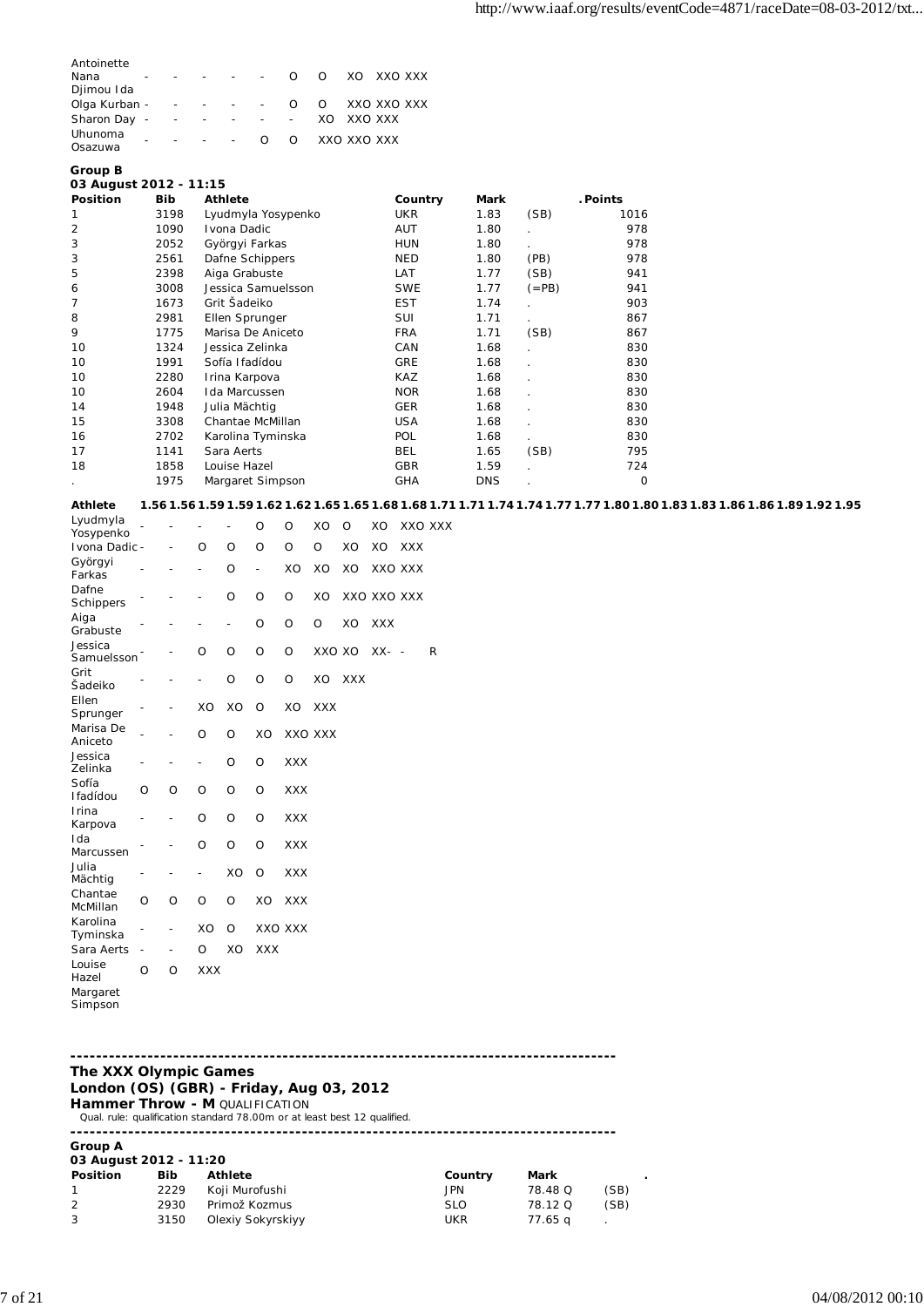| Athlete | 1.56 | 1.56 | 1.59 | 1.59 | 1.62 | 1.62 | 1.65 | 1.65 | 1.68 | 1.68 | 1.71 | 1.71 | 1.74 | 1.74 | 1.77 | 1.77 | 1.80 | 1.80 | 1.83 | 1.83 | 1.86 | 1.86 | 1.89 | 1.92 | 1.95 |
|---|---|---|---|---|---|---|---|---|---|---|---|---|---|---|---|---|---|---|---|---|---|---|---|---|---|
| Antoinette Nana Djimou Ida | - | - | - | - | - | O | O | XO | XXO | XXX | | | | | | | | | | | | | | | |
| Olga Kurban | - | - | - | - | - | O | O | XXO | XXO | XXX | | | | | | | | | | | | | | | |
| Sharon Day | - | - | - | - | - | - | XO | XXO | XXX | | | | | | | | | | | | | | | | |
| Uhunoma Osazuwa | - | - | - | - | O | O | XXO | XXO | XXX | | | | | | | | | | | | | | | | |

**Group B**

**03 August 2012 - 11:15**

| Position | Bib | Athlete | Country | Mark | | . Points |
|---|---|---|---|---|---|---|
| 1 | 3198 | Lyudmyla Yosypenko | UKR | 1.83 | (SB) | 1016 |
| 2 | 1090 | Ivona Dadic | AUT | 1.80 | . | 978 |
| 3 | 2052 | Györgyi Farkas | HUN | 1.80 | . | 978 |
| 3 | 2561 | Dafne Schippers | NED | 1.80 | (PB) | 978 |
| 5 | 2398 | Aiga Grabuste | LAT | 1.77 | (SB) | 941 |
| 6 | 3008 | Jessica Samuelsson | SWE | 1.77 | (=PB) | 941 |
| 7 | 1673 | Grit Šadeiko | EST | 1.74 | . | 903 |
| 8 | 2981 | Ellen Sprunger | SUI | 1.71 | . | 867 |
| 9 | 1775 | Marisa De Aniceto | FRA | 1.71 | (SB) | 867 |
| 10 | 1324 | Jessica Zelinka | CAN | 1.68 | . | 830 |
| 10 | 1991 | Sofía Ifadídou | GRE | 1.68 | . | 830 |
| 10 | 2280 | Irina Karpova | KAZ | 1.68 | . | 830 |
| 10 | 2604 | Ida Marcussen | NOR | 1.68 | . | 830 |
| 14 | 1948 | Julia Mächtig | GER | 1.68 | . | 830 |
| 15 | 3308 | Chantae McMillan | USA | 1.68 | . | 830 |
| 16 | 2702 | Karolina Tyminska | POL | 1.68 | . | 830 |
| 17 | 1141 | Sara Aerts | BEL | 1.65 | (SB) | 795 |
| 18 | 1858 | Louise Hazel | GBR | 1.59 | . | 724 |
| . | 1975 | Margaret Simpson | GHA | DNS | . | 0 |

| Athlete | 1.56 | 1.56 | 1.59 | 1.59 | 1.62 | 1.62 | 1.65 | 1.65 | 1.68 | 1.68 | 1.71 | 1.71 | 1.74 | 1.74 | 1.77 | 1.77 | 1.80 | 1.80 | 1.83 | 1.83 | 1.86 | 1.86 | 1.89 | 1.92 | 1.95 |
|---|---|---|---|---|---|---|---|---|---|---|---|---|---|---|---|---|---|---|---|---|---|---|---|---|---|
| Lyudmyla Yosypenko | - | - | - | - | O | O | XO | O | XO | XXO | XXX | | | | | | | | | | | | | | |
| Ivona Dadic | - | - | O | O | O | O | O | XO | XO | XXX | | | | | | | | | | | | | | | |
| Györgyi Farkas | - | - | - | O | - | XO | XO | XO | XXO | XXX | | | | | | | | | | | | | | | |
| Dafne Schippers | - | - | - | O | O | O | XO | XXO | XXO | XXX | | | | | | | | | | | | | | | |
| Aiga Grabuste | - | - | - | - | O | O | O | XO | XXX | | | | | | | | | | | | | | | | |
| Jessica Samuelsson | - | - | O | O | O | O | XXO | XO | XX- | - | R | | | | | | | | | | | | | | |
| Grit Šadeiko | - | - | - | O | O | O | XO | XXX | | | | | | | | | | | | | | | | | |
| Ellen Sprunger | - | - | XO | XO | O | XO | XXX | | | | | | | | | | | | | | | | | | |
| Marisa De Aniceto | - | - | O | O | XO | XXO | XXX | | | | | | | | | | | | | | | | | | |
| Jessica Zelinka | - | - | - | O | O | XXX | | | | | | | | | | | | | | | | | | | |
| Sofía Ifadídou | O | O | O | O | O | XXX | | | | | | | | | | | | | | | | | | | |
| Irina Karpova | - | - | O | O | O | XXX | | | | | | | | | | | | | | | | | | | |
| Ida Marcussen | - | - | O | O | O | XXX | | | | | | | | | | | | | | | | | | | |
| Julia Mächtig | - | - | - | XO | O | XXX | | | | | | | | | | | | | | | | | | | |
| Chantae McMillan | O | O | O | O | XO | XXX | | | | | | | | | | | | | | | | | | | |
| Karolina Tyminska | - | - | XO | O | XXO | XXX | | | | | | | | | | | | | | | | | | | |
| Sara Aerts | - | - | O | XO | XXX | | | | | | | | | | | | | | | | | | | | |
| Louise Hazel | O | O | XXX | | | | | | | | | | | | | | | | | | | | | | |
| Margaret Simpson | | | | | | | | | | | | | | | | | | | | | | | | | |

---

## The XXX Olympic Games

## London (OS) (GBR) - Friday, Aug 03, 2012

### Hammer Throw - M QUALIFICATION

Qual. rule: qualification standard 78.00m or at least best 12 qualified.

---

**Group A**

**03 August 2012 - 11:20**

| Position | Bib | Athlete | Country | Mark | . |
|---|---|---|---|---|---|
| 1 | 2229 | Koji Murofushi | JPN | 78.48 Q | (SB) |
| 2 | 2930 | Primož Kozmus | SLO | 78.12 Q | (SB) |
| 3 | 3150 | Olexiy Sokyrskiyy | UKR | 77.65 q | . |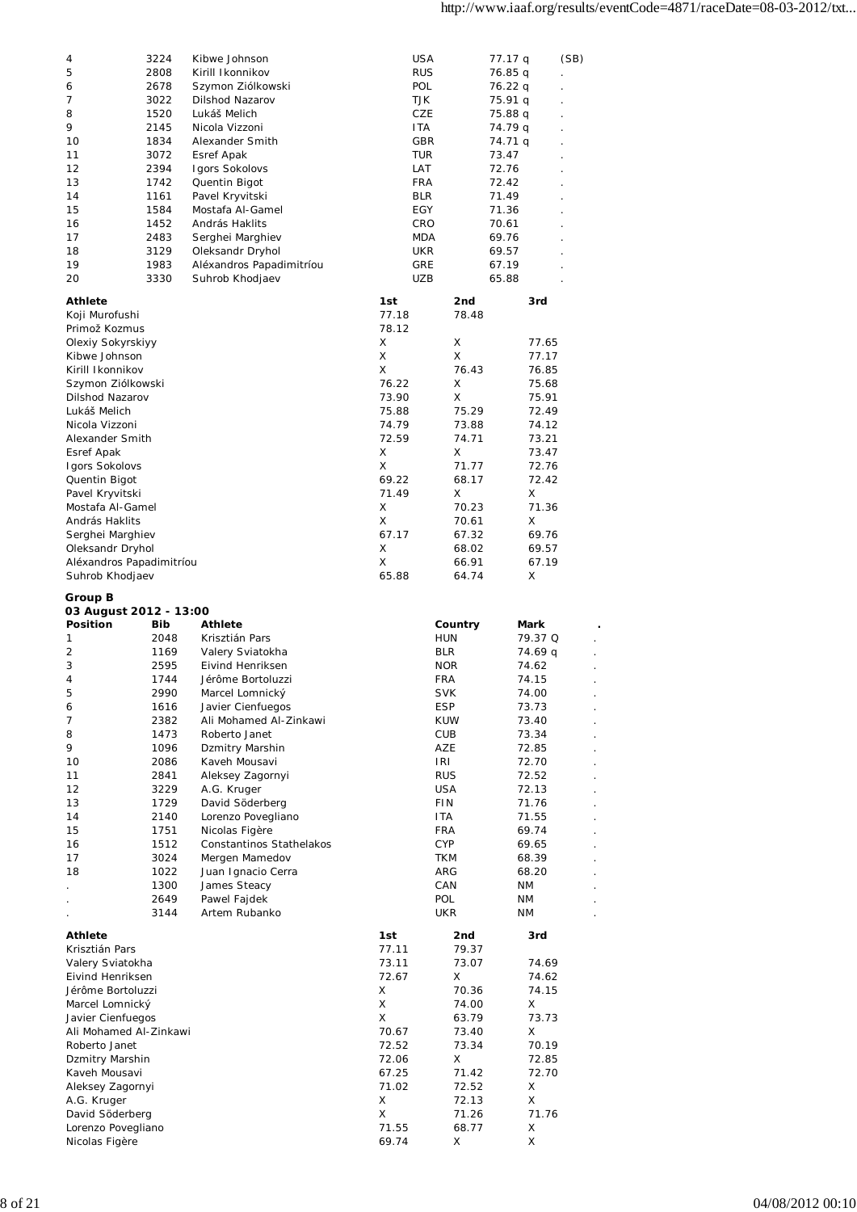| Position | Bib | Athlete | Country | Mark | . |
|---|---|---|---|---|---|
| 4 | 3224 | Kibwe Johnson | USA | 77.17 q | (SB) |
| 5 | 2808 | Kirill Ikonnikov | RUS | 76.85 q | . |
| 6 | 2678 | Szymon Ziólkowski | POL | 76.22 q | . |
| 7 | 3022 | Dilshod Nazarov | TJK | 75.91 q | . |
| 8 | 1520 | Lukáš Melich | CZE | 75.88 q | . |
| 9 | 2145 | Nicola Vizzoni | ITA | 74.79 q | . |
| 10 | 1834 | Alexander Smith | GBR | 74.71 q | . |
| 11 | 3072 | Esref Apak | TUR | 73.47 | . |
| 12 | 2394 | Igors Sokolovs | LAT | 72.76 | . |
| 13 | 1742 | Quentin Bigot | FRA | 72.42 | . |
| 14 | 1161 | Pavel Kryvitski | BLR | 71.49 | . |
| 15 | 1584 | Mostafa Al-Gamel | EGY | 71.36 | . |
| 16 | 1452 | András Haklits | CRO | 70.61 | . |
| 17 | 2483 | Serghei Marghiev | MDA | 69.76 | . |
| 18 | 3129 | Oleksandr Dryhol | UKR | 69.57 | . |
| 19 | 1983 | Aléxandros Papadimitríou | GRE | 67.19 | . |
| 20 | 3330 | Suhrob Khodjaev | UZB | 65.88 | . |

| Athlete | 1st | 2nd | 3rd |
|---|---|---|---|
| Koji Murofushi | 77.18 | 78.48 | |
| Primož Kozmus | 78.12 | | |
| Olexiy Sokyrskiyy | X | X | 77.65 |
| Kibwe Johnson | X | X | 77.17 |
| Kirill Ikonnikov | X | 76.43 | 76.85 |
| Szymon Ziólkowski | 76.22 | X | 75.68 |
| Dilshod Nazarov | 73.90 | X | 75.91 |
| Lukáš Melich | 75.88 | 75.29 | 72.49 |
| Nicola Vizzoni | 74.79 | 73.88 | 74.12 |
| Alexander Smith | 72.59 | 74.71 | 73.21 |
| Esref Apak | X | X | 73.47 |
| Igors Sokolovs | X | 71.77 | 72.76 |
| Quentin Bigot | 69.22 | 68.17 | 72.42 |
| Pavel Kryvitski | 71.49 | X | X |
| Mostafa Al-Gamel | X | 70.23 | 71.36 |
| András Haklits | X | 70.61 | X |
| Serghei Marghiev | 67.17 | 67.32 | 69.76 |
| Oleksandr Dryhol | X | 68.02 | 69.57 |
| Aléxandros Papadimitríou | X | 66.91 | 67.19 |
| Suhrob Khodjaev | 65.88 | 64.74 | X |

**Group B**

**03 August 2012 - 13:00**

| Position | Bib | Athlete | Country | Mark | . |
|---|---|---|---|---|---|
| 1 | 2048 | Krisztián Pars | HUN | 79.37 Q | . |
| 2 | 1169 | Valery Sviatokha | BLR | 74.69 q | . |
| 3 | 2595 | Eivind Henriksen | NOR | 74.62 | . |
| 4 | 1744 | Jérôme Bortoluzzi | FRA | 74.15 | . |
| 5 | 2990 | Marcel Lomnický | SVK | 74.00 | . |
| 6 | 1616 | Javier Cienfuegos | ESP | 73.73 | . |
| 7 | 2382 | Ali Mohamed Al-Zinkawi | KUW | 73.40 | . |
| 8 | 1473 | Roberto Janet | CUB | 73.34 | . |
| 9 | 1096 | Dzmitry Marshin | AZE | 72.85 | . |
| 10 | 2086 | Kaveh Mousavi | IRI | 72.70 | . |
| 11 | 2841 | Aleksey Zagornyi | RUS | 72.52 | . |
| 12 | 3229 | A.G. Kruger | USA | 72.13 | . |
| 13 | 1729 | David Söderberg | FIN | 71.76 | . |
| 14 | 2140 | Lorenzo Povegliano | ITA | 71.55 | . |
| 15 | 1751 | Nicolas Figère | FRA | 69.74 | . |
| 16 | 1512 | Constantinos Stathelakos | CYP | 69.65 | . |
| 17 | 3024 | Mergen Mamedov | TKM | 68.39 | . |
| 18 | 1022 | Juan Ignacio Cerra | ARG | 68.20 | . |
| . | 1300 | James Steacy | CAN | NM | . |
| . | 2649 | Pawel Fajdek | POL | NM | . |
| . | 3144 | Artem Rubanko | UKR | NM | . |

| Athlete | 1st | 2nd | 3rd |
|---|---|---|---|
| Krisztián Pars | 77.11 | 79.37 | |
| Valery Sviatokha | 73.11 | 73.07 | 74.69 |
| Eivind Henriksen | 72.67 | X | 74.62 |
| Jérôme Bortoluzzi | X | 70.36 | 74.15 |
| Marcel Lomnický | X | 74.00 | X |
| Javier Cienfuegos | X | 63.79 | 73.73 |
| Ali Mohamed Al-Zinkawi | 70.67 | 73.40 | X |
| Roberto Janet | 72.52 | 73.34 | 70.19 |
| Dzmitry Marshin | 72.06 | X | 72.85 |
| Kaveh Mousavi | 67.25 | 71.42 | 72.70 |
| Aleksey Zagornyi | 71.02 | 72.52 | X |
| A.G. Kruger | X | 72.13 | X |
| David Söderberg | X | 71.26 | 71.76 |
| Lorenzo Povegliano | 71.55 | 68.77 | X |
| Nicolas Figère | 69.74 | X | X |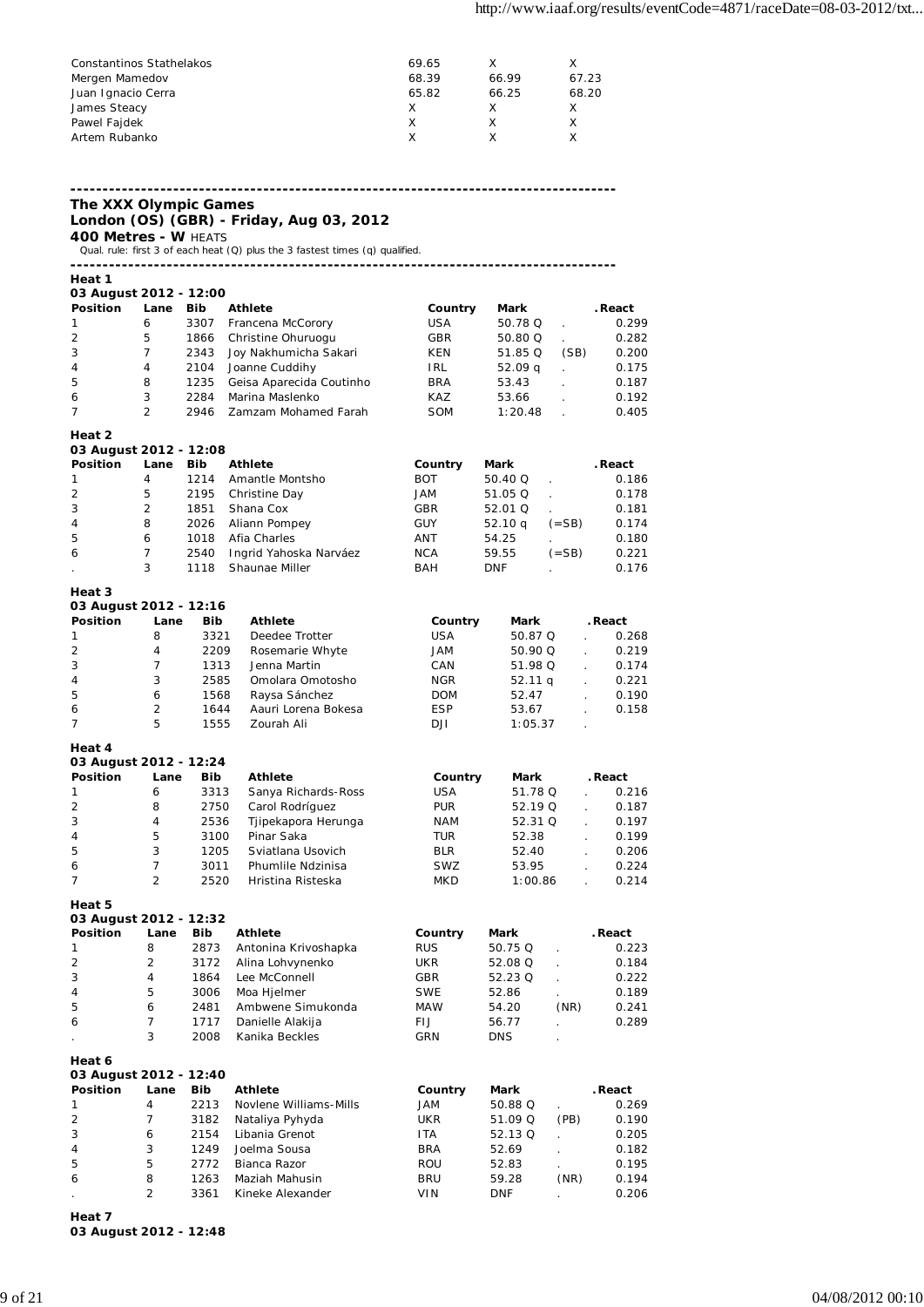| | | | |
|---|---|---|---|
| Constantinos Stathelakos | 69.65 | X | X |
| Mergen Mamedov | 68.39 | 66.99 | 67.23 |
| Juan Ignacio Cerra | 65.82 | 66.25 | 68.20 |
| James Steacy | X | X | X |
| Pawel Fajdek | X | X | X |
| Artem Rubanko | X | X | X |

---

**The XXX Olympic Games**
**London (OS) (GBR) - Friday, Aug 03, 2012**
**400 Metres - W** HEATS

Qual. rule: first 3 of each heat (Q) plus the 3 fastest times (q) qualified.

---

**Heat 1**
**03 August 2012 - 12:00**

| Position | Lane | Bib | Athlete | Country | Mark | | .React |
|---|---|---|---|---|---|---|---|
| 1 | 6 | 3307 | Francena McCorory | USA | 50.78 Q | . | 0.299 |
| 2 | 5 | 1866 | Christine Ohuruogu | GBR | 50.80 Q | . | 0.282 |
| 3 | 7 | 2343 | Joy Nakhumicha Sakari | KEN | 51.85 Q | (SB) | 0.200 |
| 4 | 4 | 2104 | Joanne Cuddihy | IRL | 52.09 q | . | 0.175 |
| 5 | 8 | 1235 | Geisa Aparecida Coutinho | BRA | 53.43 | . | 0.187 |
| 6 | 3 | 2284 | Marina Maslenko | KAZ | 53.66 | . | 0.192 |
| 7 | 2 | 2946 | Zamzam Mohamed Farah | SOM | 1:20.48 | . | 0.405 |

**Heat 2**
**03 August 2012 - 12:08**

| Position | Lane | Bib | Athlete | Country | Mark | | .React |
|---|---|---|---|---|---|---|---|
| 1 | 4 | 1214 | Amantle Montsho | BOT | 50.40 Q | . | 0.186 |
| 2 | 5 | 2195 | Christine Day | JAM | 51.05 Q | . | 0.178 |
| 3 | 2 | 1851 | Shana Cox | GBR | 52.01 Q | . | 0.181 |
| 4 | 8 | 2026 | Aliann Pompey | GUY | 52.10 q | (=SB) | 0.174 |
| 5 | 6 | 1018 | Afia Charles | ANT | 54.25 | . | 0.180 |
| 6 | 7 | 2540 | Ingrid Yahoska Narváez | NCA | 59.55 | (=SB) | 0.221 |
| . | 3 | 1118 | Shaunae Miller | BAH | DNF | . | 0.176 |

**Heat 3**
**03 August 2012 - 12:16**

| Position | Lane | Bib | Athlete | Country | Mark | | .React |
|---|---|---|---|---|---|---|---|
| 1 | 8 | 3321 | Deedee Trotter | USA | 50.87 Q | . | 0.268 |
| 2 | 4 | 2209 | Rosemarie Whyte | JAM | 50.90 Q | . | 0.219 |
| 3 | 7 | 1313 | Jenna Martin | CAN | 51.98 Q | . | 0.174 |
| 4 | 3 | 2585 | Omolara Omotosho | NGR | 52.11 q | . | 0.221 |
| 5 | 6 | 1568 | Raysa Sánchez | DOM | 52.47 | . | 0.190 |
| 6 | 2 | 1644 | Aauri Lorena Bokesa | ESP | 53.67 | . | 0.158 |
| 7 | 5 | 1555 | Zourah Ali | DJI | 1:05.37 | . | |

**Heat 4**
**03 August 2012 - 12:24**

| Position | Lane | Bib | Athlete | Country | Mark | | .React |
|---|---|---|---|---|---|---|---|
| 1 | 6 | 3313 | Sanya Richards-Ross | USA | 51.78 Q | . | 0.216 |
| 2 | 8 | 2750 | Carol Rodríguez | PUR | 52.19 Q | . | 0.187 |
| 3 | 4 | 2536 | Tjipekapora Herunga | NAM | 52.31 Q | . | 0.197 |
| 4 | 5 | 3100 | Pinar Saka | TUR | 52.38 | . | 0.199 |
| 5 | 3 | 1205 | Sviatlana Usovich | BLR | 52.40 | . | 0.206 |
| 6 | 7 | 3011 | Phumlile Ndzinisa | SWZ | 53.95 | . | 0.224 |
| 7 | 2 | 2520 | Hristina Risteska | MKD | 1:00.86 | . | 0.214 |

**Heat 5**
**03 August 2012 - 12:32**

| Position | Lane | Bib | Athlete | Country | Mark | | .React |
|---|---|---|---|---|---|---|---|
| 1 | 8 | 2873 | Antonina Krivoshapka | RUS | 50.75 Q | . | 0.223 |
| 2 | 2 | 3172 | Alina Lohvynenko | UKR | 52.08 Q | . | 0.184 |
| 3 | 4 | 1864 | Lee McConnell | GBR | 52.23 Q | . | 0.222 |
| 4 | 5 | 3006 | Moa Hjelmer | SWE | 52.86 | . | 0.189 |
| 5 | 6 | 2481 | Ambwene Simukonda | MAW | 54.20 | (NR) | 0.241 |
| 6 | 7 | 1717 | Danielle Alakija | FIJ | 56.77 | . | 0.289 |
| . | 3 | 2008 | Kanika Beckles | GRN | DNS | . | |

**Heat 6**
**03 August 2012 - 12:40**

| Position | Lane | Bib | Athlete | Country | Mark | | .React |
|---|---|---|---|---|---|---|---|
| 1 | 4 | 2213 | Novlene Williams-Mills | JAM | 50.88 Q | . | 0.269 |
| 2 | 7 | 3182 | Nataliya Pyhyda | UKR | 51.09 Q | (PB) | 0.190 |
| 3 | 6 | 2154 | Libania Grenot | ITA | 52.13 Q | . | 0.205 |
| 4 | 3 | 1249 | Joelma Sousa | BRA | 52.69 | . | 0.182 |
| 5 | 5 | 2772 | Bianca Razor | ROU | 52.83 | . | 0.195 |
| 6 | 8 | 1263 | Maziah Mahusin | BRU | 59.28 | (NR) | 0.194 |
| . | 2 | 3361 | Kineke Alexander | VIN | DNF | . | 0.206 |

**Heat 7**
**03 August 2012 - 12:48**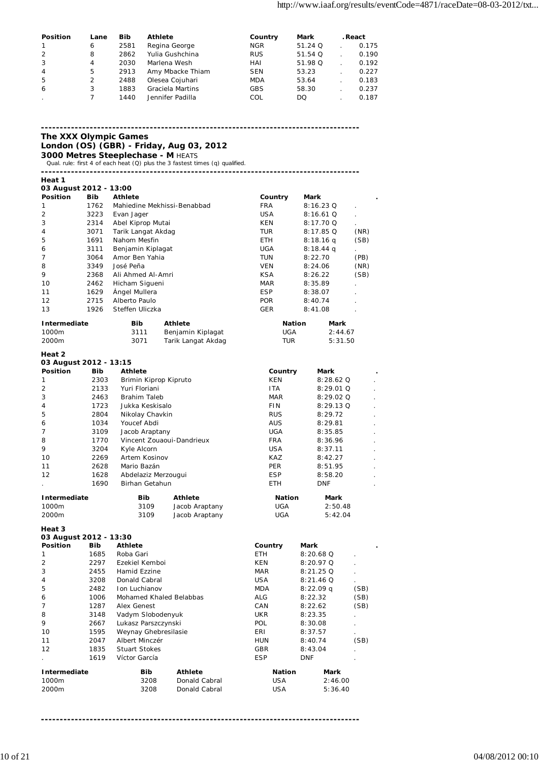| Position | Lane | Bib | Athlete | Country | Mark | . | React |
|---|---|---|---|---|---|---|---|
| 1 | 6 | 2581 | Regina George | NGR | 51.24 Q | . | 0.175 |
| 2 | 8 | 2862 | Yulia Gushchina | RUS | 51.54 Q | . | 0.190 |
| 3 | 4 | 2030 | Marlena Wesh | HAI | 51.98 Q | . | 0.192 |
| 4 | 5 | 2913 | Amy Mbacke Thiam | SEN | 53.23 | . | 0.227 |
| 5 | 2 | 2488 | Olesea Cojuhari | MDA | 53.64 | . | 0.183 |
| 6 | 3 | 1883 | Graciela Martins | GBS | 58.30 | . | 0.237 |
| . | 7 | 1440 | Jennifer Padilla | COL | DQ | . | 0.187 |

---

**The XXX Olympic Games**
**London (OS) (GBR) - Friday, Aug 03, 2012**
**3000 Metres Steeplechase - M** HEATS

Qual. rule: first 4 of each heat (Q) plus the 3 fastest times (q) qualified.

---

**Heat 1**
**03 August 2012 - 13:00**

| Position | Bib | Athlete | Country | Mark | . |
|---|---|---|---|---|---|
| 1 | 1762 | Mahiedine Mekhissi-Benabbad | FRA | 8:16.23 Q | . |
| 2 | 3223 | Evan Jager | USA | 8:16.61 Q | . |
| 3 | 2314 | Abel Kiprop Mutai | KEN | 8:17.70 Q | . |
| 4 | 3071 | Tarik Langat Akdag | TUR | 8:17.85 Q | (NR) |
| 5 | 1691 | Nahom Mesfin | ETH | 8:18.16 q | (SB) |
| 6 | 3111 | Benjamin Kiplagat | UGA | 8:18.44 q | . |
| 7 | 3064 | Amor Ben Yahia | TUN | 8:22.70 | (PB) |
| 8 | 3349 | José Peña | VEN | 8:24.06 | (NR) |
| 9 | 2368 | Ali Ahmed Al-Amri | KSA | 8:26.22 | (SB) |
| 10 | 2462 | Hicham Sigueni | MAR | 8:35.89 | . |
| 11 | 1629 | Ángel Mullera | ESP | 8:38.07 | . |
| 12 | 2715 | Alberto Paulo | POR | 8:40.74 | . |
| 13 | 1926 | Steffen Uliczka | GER | 8:41.08 | . |

| Intermediate | Bib | Athlete | Nation | Mark |
|---|---|---|---|---|
| 1000m | 3111 | Benjamin Kiplagat | UGA | 2:44.67 |
| 2000m | 3071 | Tarik Langat Akdag | TUR | 5:31.50 |

**Heat 2**
**03 August 2012 - 13:15**

| Position | Bib | Athlete | Country | Mark | . |
|---|---|---|---|---|---|
| 1 | 2303 | Brimin Kiprop Kipruto | KEN | 8:28.62 Q | . |
| 2 | 2133 | Yuri Floriani | ITA | 8:29.01 Q | . |
| 3 | 2463 | Brahim Taleb | MAR | 8:29.02 Q | . |
| 4 | 1723 | Jukka Keskisalo | FIN | 8:29.13 Q | . |
| 5 | 2804 | Nikolay Chavkin | RUS | 8:29.72 | . |
| 6 | 1034 | Youcef Abdi | AUS | 8:29.81 | . |
| 7 | 3109 | Jacob Araptany | UGA | 8:35.85 | . |
| 8 | 1770 | Vincent Zouaoui-Dandrieux | FRA | 8:36.96 | . |
| 9 | 3204 | Kyle Alcorn | USA | 8:37.11 | . |
| 10 | 2269 | Artem Kosinov | KAZ | 8:42.27 | . |
| 11 | 2628 | Mario Bazán | PER | 8:51.95 | . |
| 12 | 1628 | Abdelaziz Merzougui | ESP | 8:58.20 | . |
| . | 1690 | Birhan Getahun | ETH | DNF | . |

| Intermediate | Bib | Athlete | Nation | Mark |
|---|---|---|---|---|
| 1000m | 3109 | Jacob Araptany | UGA | 2:50.48 |
| 2000m | 3109 | Jacob Araptany | UGA | 5:42.04 |

**Heat 3**
**03 August 2012 - 13:30**

| Position | Bib | Athlete | Country | Mark | . |
|---|---|---|---|---|---|
| 1 | 1685 | Roba Gari | ETH | 8:20.68 Q | . |
| 2 | 2297 | Ezekiel Kemboi | KEN | 8:20.97 Q | . |
| 3 | 2455 | Hamid Ezzine | MAR | 8:21.25 Q | . |
| 4 | 3208 | Donald Cabral | USA | 8:21.46 Q | . |
| 5 | 2482 | Ion Luchianov | MDA | 8:22.09 q | (SB) |
| 6 | 1006 | Mohamed Khaled Belabbas | ALG | 8:22.32 | (SB) |
| 7 | 1287 | Alex Genest | CAN | 8:22.62 | (SB) |
| 8 | 3148 | Vadym Slobodenyuk | UKR | 8:23.35 | . |
| 9 | 2667 | Lukasz Parszczynski | POL | 8:30.08 | . |
| 10 | 1595 | Weynay Ghebresilasie | ERI | 8:37.57 | . |
| 11 | 2047 | Albert Minczér | HUN | 8:40.74 | (SB) |
| 12 | 1835 | Stuart Stokes | GBR | 8:43.04 | . |
| . | 1619 | Víctor García | ESP | DNF | . |

| Intermediate | Bib | Athlete | Nation | Mark |
|---|---|---|---|---|
| 1000m | 3208 | Donald Cabral | USA | 2:46.00 |
| 2000m | 3208 | Donald Cabral | USA | 5:36.40 |

---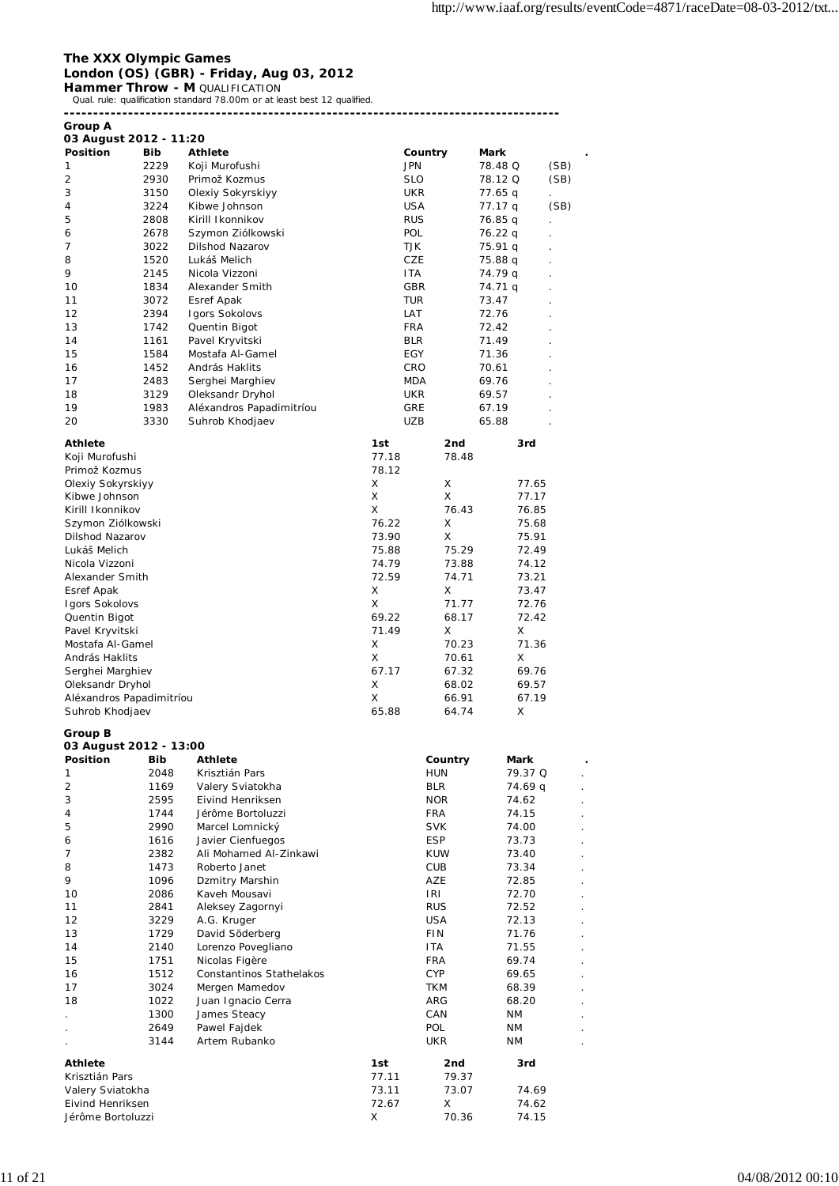# The XXX Olympic Games

## London (OS) (GBR) - Friday, Aug 03, 2012

### Hammer Throw - M QUALIFICATION

Qual. rule: qualification standard 78.00m or at least best 12 qualified.

---

**Group A**

**03 August 2012 - 11:20**

| Position | Bib | Athlete | Country | Mark | . |
|---|---|---|---|---|---|
| 1 | 2229 | Koji Murofushi | JPN | 78.48 Q | (SB) |
| 2 | 2930 | Primož Kozmus | SLO | 78.12 Q | (SB) |
| 3 | 3150 | Olexiy Sokyrskiyy | UKR | 77.65 q | . |
| 4 | 3224 | Kibwe Johnson | USA | 77.17 q | (SB) |
| 5 | 2808 | Kirill Ikonnikov | RUS | 76.85 q | . |
| 6 | 2678 | Szymon Ziólkowski | POL | 76.22 q | . |
| 7 | 3022 | Dilshod Nazarov | TJK | 75.91 q | . |
| 8 | 1520 | Lukáš Melich | CZE | 75.88 q | . |
| 9 | 2145 | Nicola Vizzoni | ITA | 74.79 q | . |
| 10 | 1834 | Alexander Smith | GBR | 74.71 q | . |
| 11 | 3072 | Esref Apak | TUR | 73.47 | . |
| 12 | 2394 | Igors Sokolovs | LAT | 72.76 | . |
| 13 | 1742 | Quentin Bigot | FRA | 72.42 | . |
| 14 | 1161 | Pavel Kryvitski | BLR | 71.49 | . |
| 15 | 1584 | Mostafa Al-Gamel | EGY | 71.36 | . |
| 16 | 1452 | András Haklits | CRO | 70.61 | . |
| 17 | 2483 | Serghei Marghiev | MDA | 69.76 | . |
| 18 | 3129 | Oleksandr Dryhol | UKR | 69.57 | . |
| 19 | 1983 | Aléxandros Papadimitríou | GRE | 67.19 | . |
| 20 | 3330 | Suhrob Khodjaev | UZB | 65.88 | . |

| Athlete | 1st | 2nd | 3rd |
|---|---|---|---|
| Koji Murofushi | 77.18 | 78.48 | |
| Primož Kozmus | 78.12 | | |
| Olexiy Sokyrskiyy | X | X | 77.65 |
| Kibwe Johnson | X | X | 77.17 |
| Kirill Ikonnikov | X | 76.43 | 76.85 |
| Szymon Ziólkowski | 76.22 | X | 75.68 |
| Dilshod Nazarov | 73.90 | X | 75.91 |
| Lukáš Melich | 75.88 | 75.29 | 72.49 |
| Nicola Vizzoni | 74.79 | 73.88 | 74.12 |
| Alexander Smith | 72.59 | 74.71 | 73.21 |
| Esref Apak | X | X | 73.47 |
| Igors Sokolovs | X | 71.77 | 72.76 |
| Quentin Bigot | 69.22 | 68.17 | 72.42 |
| Pavel Kryvitski | 71.49 | X | X |
| Mostafa Al-Gamel | X | 70.23 | 71.36 |
| András Haklits | X | 70.61 | X |
| Serghei Marghiev | 67.17 | 67.32 | 69.76 |
| Oleksandr Dryhol | X | 68.02 | 69.57 |
| Aléxandros Papadimitríou | X | 66.91 | 67.19 |
| Suhrob Khodjaev | 65.88 | 64.74 | X |

**Group B**

**03 August 2012 - 13:00**

| Position | Bib | Athlete | Country | Mark | . |
|---|---|---|---|---|---|
| 1 | 2048 | Krisztián Pars | HUN | 79.37 Q | . |
| 2 | 1169 | Valery Sviatokha | BLR | 74.69 q | . |
| 3 | 2595 | Eivind Henriksen | NOR | 74.62 | . |
| 4 | 1744 | Jérôme Bortoluzzi | FRA | 74.15 | . |
| 5 | 2990 | Marcel Lomnický | SVK | 74.00 | . |
| 6 | 1616 | Javier Cienfuegos | ESP | 73.73 | . |
| 7 | 2382 | Ali Mohamed Al-Zinkawi | KUW | 73.40 | . |
| 8 | 1473 | Roberto Janet | CUB | 73.34 | . |
| 9 | 1096 | Dzmitry Marshin | AZE | 72.85 | . |
| 10 | 2086 | Kaveh Mousavi | IRI | 72.70 | . |
| 11 | 2841 | Aleksey Zagornyi | RUS | 72.52 | . |
| 12 | 3229 | A.G. Kruger | USA | 72.13 | . |
| 13 | 1729 | David Söderberg | FIN | 71.76 | . |
| 14 | 2140 | Lorenzo Povegliano | ITA | 71.55 | . |
| 15 | 1751 | Nicolas Figère | FRA | 69.74 | . |
| 16 | 1512 | Constantinos Stathelakos | CYP | 69.65 | . |
| 17 | 3024 | Mergen Mamedov | TKM | 68.39 | . |
| 18 | 1022 | Juan Ignacio Cerra | ARG | 68.20 | . |
| . | 1300 | James Steacy | CAN | NM | . |
| . | 2649 | Pawel Fajdek | POL | NM | . |
| . | 3144 | Artem Rubanko | UKR | NM | . |

| Athlete | 1st | 2nd | 3rd |
|---|---|---|---|
| Krisztián Pars | 77.11 | 79.37 | |
| Valery Sviatokha | 73.11 | 73.07 | 74.69 |
| Eivind Henriksen | 72.67 | X | 74.62 |
| Jérôme Bortoluzzi | X | 70.36 | 74.15 |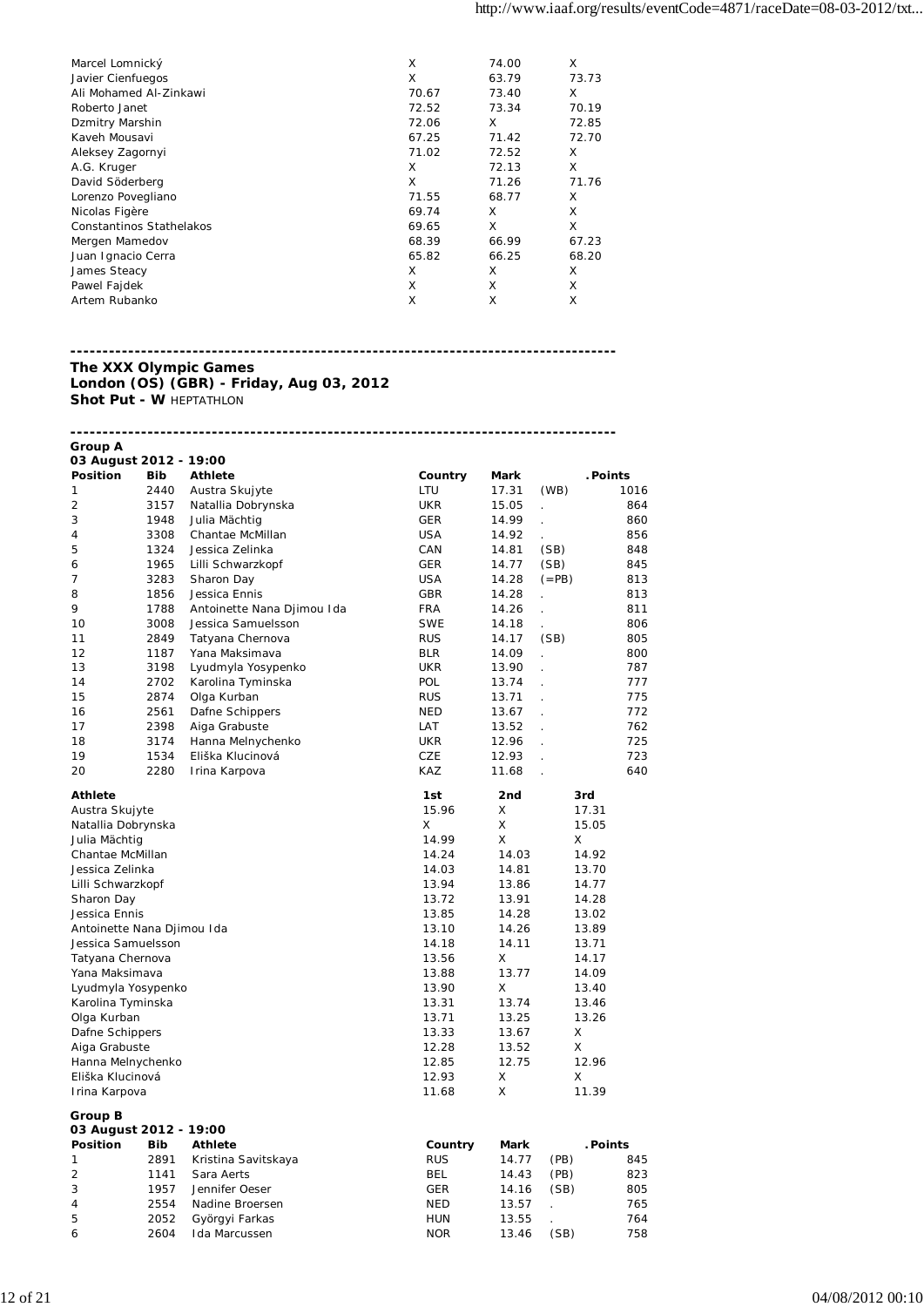| | | | |
|---|---|---|---|
| Marcel Lomnický | X | 74.00 | X |
| Javier Cienfuegos | X | 63.79 | 73.73 |
| Ali Mohamed Al-Zinkawi | 70.67 | 73.40 | X |
| Roberto Janet | 72.52 | 73.34 | 70.19 |
| Dzmitry Marshin | 72.06 | X | 72.85 |
| Kaveh Mousavi | 67.25 | 71.42 | 72.70 |
| Aleksey Zagornyi | 71.02 | 72.52 | X |
| A.G. Kruger | X | 72.13 | X |
| David Söderberg | X | 71.26 | 71.76 |
| Lorenzo Povegliano | 71.55 | 68.77 | X |
| Nicolas Figère | 69.74 | X | X |
| Constantinos Stathelakos | 69.65 | X | X |
| Mergen Mamedov | 68.39 | 66.99 | 67.23 |
| Juan Ignacio Cerra | 65.82 | 66.25 | 68.20 |
| James Steacy | X | X | X |
| Pawel Fajdek | X | X | X |
| Artem Rubanko | X | X | X |

---

**The XXX Olympic Games**
**London (OS) (GBR) - Friday, Aug 03, 2012**
**Shot Put - W** HEPTATHLON

---

**Group A**
**03 August 2012 - 19:00**

| Position | Bib | Athlete | Country | Mark | | .Points |
|---|---|---|---|---|---|---|
| 1 | 2440 | Austra Skujyte | LTU | 17.31 | (WB) | 1016 |
| 2 | 3157 | Natallia Dobrynska | UKR | 15.05 | . | 864 |
| 3 | 1948 | Julia Mächtig | GER | 14.99 | . | 860 |
| 4 | 3308 | Chantae McMillan | USA | 14.92 | . | 856 |
| 5 | 1324 | Jessica Zelinka | CAN | 14.81 | (SB) | 848 |
| 6 | 1965 | Lilli Schwarzkopf | GER | 14.77 | (SB) | 845 |
| 7 | 3283 | Sharon Day | USA | 14.28 | (=PB) | 813 |
| 8 | 1856 | Jessica Ennis | GBR | 14.28 | . | 813 |
| 9 | 1788 | Antoinette Nana Djimou Ida | FRA | 14.26 | . | 811 |
| 10 | 3008 | Jessica Samuelsson | SWE | 14.18 | . | 806 |
| 11 | 2849 | Tatyana Chernova | RUS | 14.17 | (SB) | 805 |
| 12 | 1187 | Yana Maksimava | BLR | 14.09 | . | 800 |
| 13 | 3198 | Lyudmyla Yosypenko | UKR | 13.90 | . | 787 |
| 14 | 2702 | Karolina Tyminska | POL | 13.74 | . | 777 |
| 15 | 2874 | Olga Kurban | RUS | 13.71 | . | 775 |
| 16 | 2561 | Dafne Schippers | NED | 13.67 | . | 772 |
| 17 | 2398 | Aiga Grabuste | LAT | 13.52 | . | 762 |
| 18 | 3174 | Hanna Melnychenko | UKR | 12.96 | . | 725 |
| 19 | 1534 | Eliška Klucinová | CZE | 12.93 | . | 723 |
| 20 | 2280 | Irina Karpova | KAZ | 11.68 | . | 640 |

| Athlete | 1st | 2nd | 3rd |
|---|---|---|---|
| Austra Skujyte | 15.96 | X | 17.31 |
| Natallia Dobrynska | X | X | 15.05 |
| Julia Mächtig | 14.99 | X | X |
| Chantae McMillan | 14.24 | 14.03 | 14.92 |
| Jessica Zelinka | 14.03 | 14.81 | 13.70 |
| Lilli Schwarzkopf | 13.94 | 13.86 | 14.77 |
| Sharon Day | 13.72 | 13.91 | 14.28 |
| Jessica Ennis | 13.85 | 14.28 | 13.02 |
| Antoinette Nana Djimou Ida | 13.10 | 14.26 | 13.89 |
| Jessica Samuelsson | 14.18 | 14.11 | 13.71 |
| Tatyana Chernova | 13.56 | X | 14.17 |
| Yana Maksimava | 13.88 | 13.77 | 14.09 |
| Lyudmyla Yosypenko | 13.90 | X | 13.40 |
| Karolina Tyminska | 13.31 | 13.74 | 13.46 |
| Olga Kurban | 13.71 | 13.25 | 13.26 |
| Dafne Schippers | 13.33 | 13.67 | X |
| Aiga Grabuste | 12.28 | 13.52 | X |
| Hanna Melnychenko | 12.85 | 12.75 | 12.96 |
| Eliška Klucinová | 12.93 | X | X |
| Irina Karpova | 11.68 | X | 11.39 |

**Group B**
**03 August 2012 - 19:00**

| Position | Bib | Athlete | Country | Mark | | .Points |
|---|---|---|---|---|---|---|
| 1 | 2891 | Kristina Savitskaya | RUS | 14.77 | (PB) | 845 |
| 2 | 1141 | Sara Aerts | BEL | 14.43 | (PB) | 823 |
| 3 | 1957 | Jennifer Oeser | GER | 14.16 | (SB) | 805 |
| 4 | 2554 | Nadine Broersen | NED | 13.57 | . | 765 |
| 5 | 2052 | Györgyi Farkas | HUN | 13.55 | . | 764 |
| 6 | 2604 | Ida Marcussen | NOR | 13.46 | (SB) | 758 |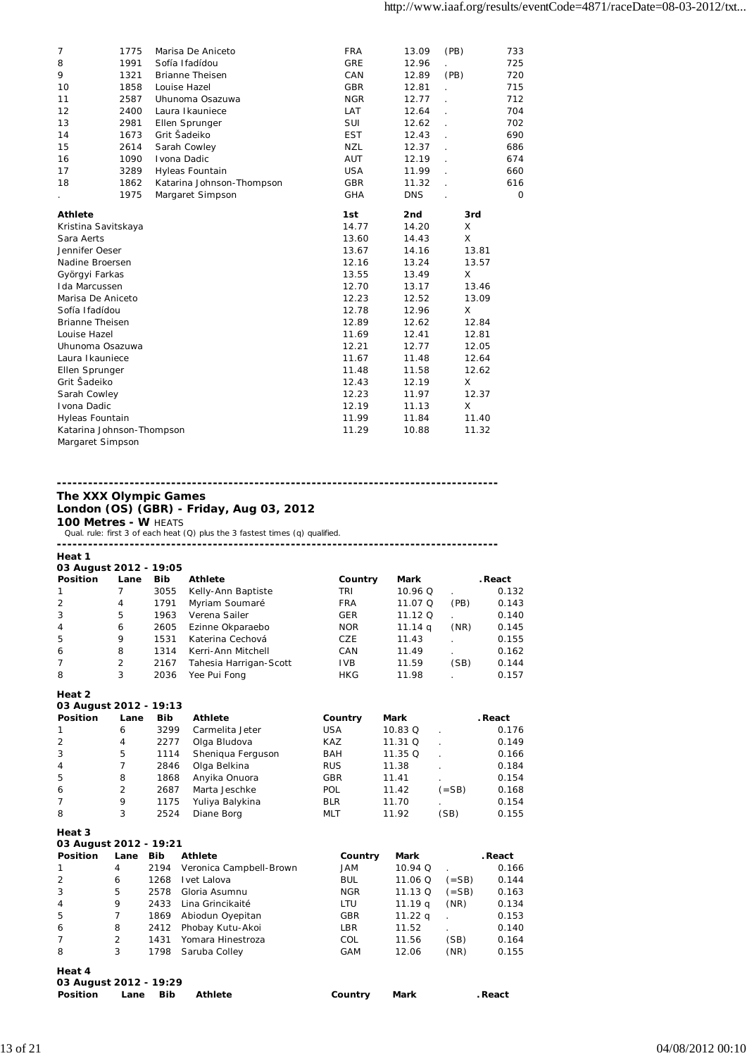| | | | | | | |
|---|---|---|---|---|---|---|
| 7 | 1775 | Marisa De Aniceto | FRA | 13.09 | (PB) | 733 |
| 8 | 1991 | Sofía Ifadídou | GRE | 12.96 | . | 725 |
| 9 | 1321 | Brianne Theisen | CAN | 12.89 | (PB) | 720 |
| 10 | 1858 | Louise Hazel | GBR | 12.81 | . | 715 |
| 11 | 2587 | Uhunoma Osazuwa | NGR | 12.77 | . | 712 |
| 12 | 2400 | Laura Ikauniece | LAT | 12.64 | . | 704 |
| 13 | 2981 | Ellen Sprunger | SUI | 12.62 | . | 702 |
| 14 | 1673 | Grit Šadeiko | EST | 12.43 | . | 690 |
| 15 | 2614 | Sarah Cowley | NZL | 12.37 | . | 686 |
| 16 | 1090 | Ivona Dadic | AUT | 12.19 | . | 674 |
| 17 | 3289 | Hyleas Fountain | USA | 11.99 | . | 660 |
| 18 | 1862 | Katarina Johnson-Thompson | GBR | 11.32 | . | 616 |
| . | 1975 | Margaret Simpson | GHA | DNS | . | 0 |

| Athlete | 1st | 2nd | 3rd |
|---|---|---|---|
| Kristina Savitskaya | 14.77 | 14.20 | X |
| Sara Aerts | 13.60 | 14.43 | X |
| Jennifer Oeser | 13.67 | 14.16 | 13.81 |
| Nadine Broersen | 12.16 | 13.24 | 13.57 |
| Györgyi Farkas | 13.55 | 13.49 | X |
| Ida Marcussen | 12.70 | 13.17 | 13.46 |
| Marisa De Aniceto | 12.23 | 12.52 | 13.09 |
| Sofía Ifadídou | 12.78 | 12.96 | X |
| Brianne Theisen | 12.89 | 12.62 | 12.84 |
| Louise Hazel | 11.69 | 12.41 | 12.81 |
| Uhunoma Osazuwa | 12.21 | 12.77 | 12.05 |
| Laura Ikauniece | 11.67 | 11.48 | 12.64 |
| Ellen Sprunger | 11.48 | 11.58 | 12.62 |
| Grit Šadeiko | 12.43 | 12.19 | X |
| Sarah Cowley | 12.23 | 11.97 | 12.37 |
| Ivona Dadic | 12.19 | 11.13 | X |
| Hyleas Fountain | 11.99 | 11.84 | 11.40 |
| Katarina Johnson-Thompson | 11.29 | 10.88 | 11.32 |
| Margaret Simpson | | | |

---

## The XXX Olympic Games
## London (OS) (GBR) - Friday, Aug 03, 2012
### 100 Metres - W HEATS

Qual. rule: first 3 of each heat (Q) plus the 3 fastest times (q) qualified.

---

**Heat 1**
**03 August 2012 - 19:05**

| Position | Lane | Bib | Athlete | Country | Mark | | .React |
|---|---|---|---|---|---|---|---|
| 1 | 7 | 3055 | Kelly-Ann Baptiste | TRI | 10.96 Q | . | 0.132 |
| 2 | 4 | 1791 | Myriam Soumaré | FRA | 11.07 Q | (PB) | 0.143 |
| 3 | 5 | 1963 | Verena Sailer | GER | 11.12 Q | . | 0.140 |
| 4 | 6 | 2605 | Ezinne Okparaebo | NOR | 11.14 q | (NR) | 0.145 |
| 5 | 9 | 1531 | Katerina Cechová | CZE | 11.43 | . | 0.155 |
| 6 | 8 | 1314 | Kerri-Ann Mitchell | CAN | 11.49 | . | 0.162 |
| 7 | 2 | 2167 | Tahesia Harrigan-Scott | IVB | 11.59 | (SB) | 0.144 |
| 8 | 3 | 2036 | Yee Pui Fong | HKG | 11.98 | . | 0.157 |

**Heat 2**
**03 August 2012 - 19:13**

| Position | Lane | Bib | Athlete | Country | Mark | | .React |
|---|---|---|---|---|---|---|---|
| 1 | 6 | 3299 | Carmelita Jeter | USA | 10.83 Q | . | 0.176 |
| 2 | 4 | 2277 | Olga Bludova | KAZ | 11.31 Q | . | 0.149 |
| 3 | 5 | 1114 | Sheniqua Ferguson | BAH | 11.35 Q | . | 0.166 |
| 4 | 7 | 2846 | Olga Belkina | RUS | 11.38 | . | 0.184 |
| 5 | 8 | 1868 | Anyika Onuora | GBR | 11.41 | . | 0.154 |
| 6 | 2 | 2687 | Marta Jeschke | POL | 11.42 | (=SB) | 0.168 |
| 7 | 9 | 1175 | Yuliya Balykina | BLR | 11.70 | . | 0.154 |
| 8 | 3 | 2524 | Diane Borg | MLT | 11.92 | (SB) | 0.155 |

**Heat 3**
**03 August 2012 - 19:21**

| Position | Lane | Bib | Athlete | Country | Mark | | .React |
|---|---|---|---|---|---|---|---|
| 1 | 4 | 2194 | Veronica Campbell-Brown | JAM | 10.94 Q | . | 0.166 |
| 2 | 6 | 1268 | Ivet Lalova | BUL | 11.06 Q | (=SB) | 0.144 |
| 3 | 5 | 2578 | Gloria Asumnu | NGR | 11.13 Q | (=SB) | 0.163 |
| 4 | 9 | 2433 | Lina Grincikaité | LTU | 11.19 q | (NR) | 0.134 |
| 5 | 7 | 1869 | Abiodun Oyepitan | GBR | 11.22 q | . | 0.153 |
| 6 | 8 | 2412 | Phobay Kutu-Akoi | LBR | 11.52 | . | 0.140 |
| 7 | 2 | 1431 | Yomara Hinestroza | COL | 11.56 | (SB) | 0.164 |
| 8 | 3 | 1798 | Saruba Colley | GAM | 12.06 | (NR) | 0.155 |

**Heat 4**
**03 August 2012 - 19:29**

| Position | Lane | Bib | Athlete | Country | Mark | | .React |
|---|---|---|---|---|---|---|---|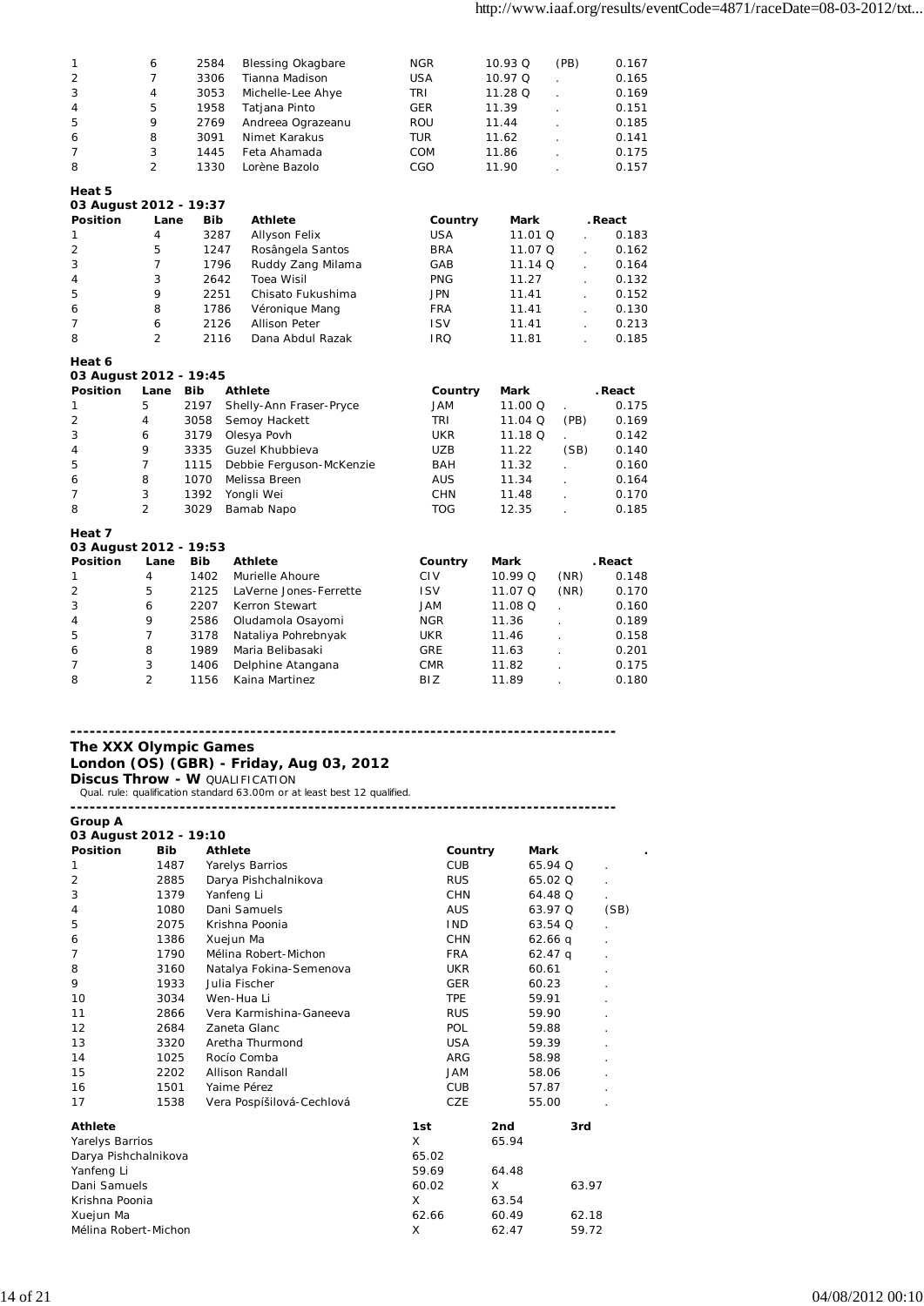| Position | Lane | Bib | Athlete | Country | Mark | | React |
|---|---|---|---|---|---|---|---|
| 1 | 6 | 2584 | Blessing Okagbare | NGR | 10.93 Q | (PB) | 0.167 |
| 2 | 7 | 3306 | Tianna Madison | USA | 10.97 Q | . | 0.165 |
| 3 | 4 | 3053 | Michelle-Lee Ahye | TRI | 11.28 Q | . | 0.169 |
| 4 | 5 | 1958 | Tatjana Pinto | GER | 11.39 | . | 0.151 |
| 5 | 9 | 2769 | Andreea Ograzeanu | ROU | 11.44 | . | 0.185 |
| 6 | 8 | 3091 | Nimet Karakus | TUR | 11.62 | . | 0.141 |
| 7 | 3 | 1445 | Feta Ahamada | COM | 11.86 | . | 0.175 |
| 8 | 2 | 1330 | Lorène Bazolo | CGO | 11.90 | . | 0.157 |

**Heat 5**
**03 August 2012 - 19:37**

| Position | Lane | Bib | Athlete | Country | Mark | . | React |
|---|---|---|---|---|---|---|---|
| 1 | 4 | 3287 | Allyson Felix | USA | 11.01 Q | . | 0.183 |
| 2 | 5 | 1247 | Rosângela Santos | BRA | 11.07 Q | . | 0.162 |
| 3 | 7 | 1796 | Ruddy Zang Milama | GAB | 11.14 Q | . | 0.164 |
| 4 | 3 | 2642 | Toea Wisil | PNG | 11.27 | . | 0.132 |
| 5 | 9 | 2251 | Chisato Fukushima | JPN | 11.41 | . | 0.152 |
| 6 | 8 | 1786 | Véronique Mang | FRA | 11.41 | . | 0.130 |
| 7 | 6 | 2126 | Allison Peter | ISV | 11.41 | . | 0.213 |
| 8 | 2 | 2116 | Dana Abdul Razak | IRQ | 11.81 | . | 0.185 |

**Heat 6**
**03 August 2012 - 19:45**

| Position | Lane | Bib | Athlete | Country | Mark | . | React |
|---|---|---|---|---|---|---|---|
| 1 | 5 | 2197 | Shelly-Ann Fraser-Pryce | JAM | 11.00 Q | . | 0.175 |
| 2 | 4 | 3058 | Semoy Hackett | TRI | 11.04 Q | (PB) | 0.169 |
| 3 | 6 | 3179 | Olesya Povh | UKR | 11.18 Q | . | 0.142 |
| 4 | 9 | 3335 | Guzel Khubbieva | UZB | 11.22 | (SB) | 0.140 |
| 5 | 7 | 1115 | Debbie Ferguson-McKenzie | BAH | 11.32 | . | 0.160 |
| 6 | 8 | 1070 | Melissa Breen | AUS | 11.34 | . | 0.164 |
| 7 | 3 | 1392 | Yongli Wei | CHN | 11.48 | . | 0.170 |
| 8 | 2 | 3029 | Bamab Napo | TOG | 12.35 | . | 0.185 |

**Heat 7**
**03 August 2012 - 19:53**

| Position | Lane | Bib | Athlete | Country | Mark | . | React |
|---|---|---|---|---|---|---|---|
| 1 | 4 | 1402 | Murielle Ahoure | CIV | 10.99 Q | (NR) | 0.148 |
| 2 | 5 | 2125 | LaVerne Jones-Ferrette | ISV | 11.07 Q | (NR) | 0.170 |
| 3 | 6 | 2207 | Kerron Stewart | JAM | 11.08 Q | . | 0.160 |
| 4 | 9 | 2586 | Oludamola Osayomi | NGR | 11.36 | . | 0.189 |
| 5 | 7 | 3178 | Nataliya Pohrebnyak | UKR | 11.46 | . | 0.158 |
| 6 | 8 | 1989 | Maria Belibasaki | GRE | 11.63 | . | 0.201 |
| 7 | 3 | 1406 | Delphine Atangana | CMR | 11.82 | . | 0.175 |
| 8 | 2 | 1156 | Kaina Martinez | BIZ | 11.89 | . | 0.180 |

---

**The XXX Olympic Games**
**London (OS) (GBR) - Friday, Aug 03, 2012**
**Discus Throw - W** QUALIFICATION
Qual. rule: qualification standard 63.00m or at least best 12 qualified.

---

**Group A**
**03 August 2012 - 19:10**

| Position | Bib | Athlete | Country | Mark | . |
|---|---|---|---|---|---|
| 1 | 1487 | Yarelys Barrios | CUB | 65.94 Q | . |
| 2 | 2885 | Darya Pishchalnikova | RUS | 65.02 Q | . |
| 3 | 1379 | Yanfeng Li | CHN | 64.48 Q | . |
| 4 | 1080 | Dani Samuels | AUS | 63.97 Q | (SB) |
| 5 | 2075 | Krishna Poonia | IND | 63.54 Q | . |
| 6 | 1386 | Xuejun Ma | CHN | 62.66 q | . |
| 7 | 1790 | Mélina Robert-Michon | FRA | 62.47 q | . |
| 8 | 3160 | Natalya Fokina-Semenova | UKR | 60.61 | . |
| 9 | 1933 | Julia Fischer | GER | 60.23 | . |
| 10 | 3034 | Wen-Hua Li | TPE | 59.91 | . |
| 11 | 2866 | Vera Karmishina-Ganeeva | RUS | 59.90 | . |
| 12 | 2684 | Zaneta Glanc | POL | 59.88 | . |
| 13 | 3320 | Aretha Thurmond | USA | 59.39 | . |
| 14 | 1025 | Rocío Comba | ARG | 58.98 | . |
| 15 | 2202 | Allison Randall | JAM | 58.06 | . |
| 16 | 1501 | Yaime Pérez | CUB | 57.87 | . |
| 17 | 1538 | Vera Pospíšilová-Cechlová | CZE | 55.00 | . |

| Athlete | 1st | 2nd | 3rd |
|---|---|---|---|
| Yarelys Barrios | X | 65.94 | |
| Darya Pishchalnikova | 65.02 | | |
| Yanfeng Li | 59.69 | 64.48 | |
| Dani Samuels | 60.02 | X | 63.97 |
| Krishna Poonia | X | 63.54 | |
| Xuejun Ma | 62.66 | 60.49 | 62.18 |
| Mélina Robert-Michon | X | 62.47 | 59.72 |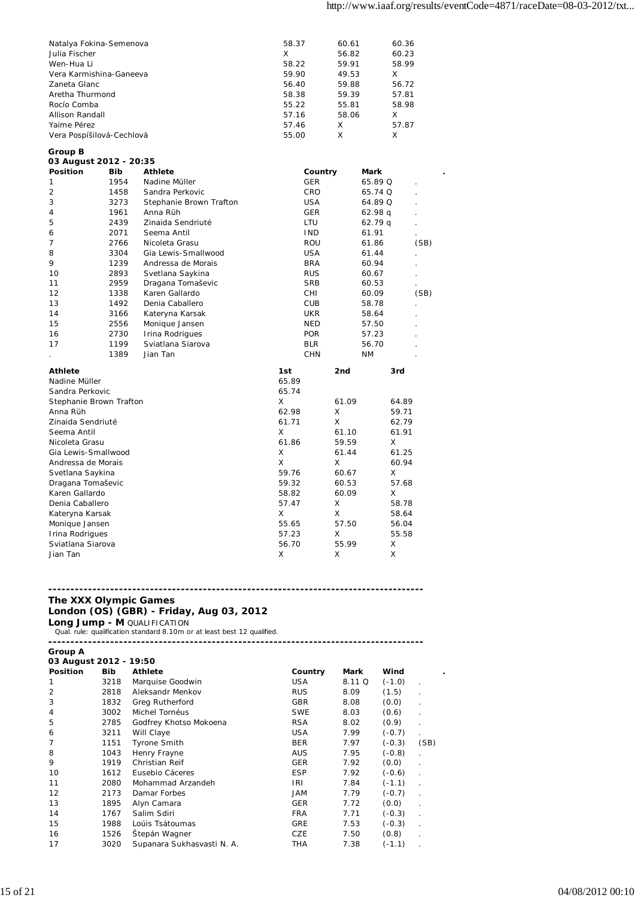| Athlete | 1st | 2nd | 3rd |
|---|---|---|---|
| Natalya Fokina-Semenova | 58.37 | 60.61 | 60.36 |
| Julia Fischer | X | 56.82 | 60.23 |
| Wen-Hua Li | 58.22 | 59.91 | 58.99 |
| Vera Karmishina-Ganeeva | 59.90 | 49.53 | X |
| Zaneta Glanc | 56.40 | 59.88 | 56.72 |
| Aretha Thurmond | 58.38 | 59.39 | 57.81 |
| Rocío Comba | 55.22 | 55.81 | 58.98 |
| Allison Randall | 57.16 | 58.06 | X |
| Yaime Pérez | 57.46 | X | 57.87 |
| Vera Pospíšilová-Cechlová | 55.00 | X | X |

**Group B**
**03 August 2012 - 20:35**

| Position | Bib | Athlete | Country | Mark | . |
|---|---|---|---|---|---|
| 1 | 1954 | Nadine Müller | GER | 65.89 Q | . |
| 2 | 1458 | Sandra Perkovic | CRO | 65.74 Q | . |
| 3 | 3273 | Stephanie Brown Trafton | USA | 64.89 Q | . |
| 4 | 1961 | Anna Rüh | GER | 62.98 q | . |
| 5 | 2439 | Zinaida Sendriuté | LTU | 62.79 q | . |
| 6 | 2071 | Seema Antil | IND | 61.91 | . |
| 7 | 2766 | Nicoleta Grasu | ROU | 61.86 | (SB) |
| 8 | 3304 | Gia Lewis-Smallwood | USA | 61.44 | . |
| 9 | 1239 | Andressa de Morais | BRA | 60.94 | . |
| 10 | 2893 | Svetlana Saykina | RUS | 60.67 | . |
| 11 | 2959 | Dragana Tomaševic | SRB | 60.53 | . |
| 12 | 1338 | Karen Gallardo | CHI | 60.09 | (SB) |
| 13 | 1492 | Denia Caballero | CUB | 58.78 | . |
| 14 | 3166 | Kateryna Karsak | UKR | 58.64 | . |
| 15 | 2556 | Monique Jansen | NED | 57.50 | . |
| 16 | 2730 | Irina Rodrigues | POR | 57.23 | . |
| 17 | 1199 | Sviatlana Siarova | BLR | 56.70 | . |
| . | 1389 | Jian Tan | CHN | NM | . |

| Athlete | 1st | 2nd | 3rd |
|---|---|---|---|
| Nadine Müller | 65.89 | | |
| Sandra Perkovic | 65.74 | | |
| Stephanie Brown Trafton | X | 61.09 | 64.89 |
| Anna Rüh | 62.98 | X | 59.71 |
| Zinaida Sendriuté | 61.71 | X | 62.79 |
| Seema Antil | X | 61.10 | 61.91 |
| Nicoleta Grasu | 61.86 | 59.59 | X |
| Gia Lewis-Smallwood | X | 61.44 | 61.25 |
| Andressa de Morais | X | X | 60.94 |
| Svetlana Saykina | 59.76 | 60.67 | X |
| Dragana Tomaševic | 59.32 | 60.53 | 57.68 |
| Karen Gallardo | 58.82 | 60.09 | X |
| Denia Caballero | 57.47 | X | 58.78 |
| Kateryna Karsak | X | X | 58.64 |
| Monique Jansen | 55.65 | 57.50 | 56.04 |
| Irina Rodrigues | 57.23 | X | 55.58 |
| Sviatlana Siarova | 56.70 | 55.99 | X |
| Jian Tan | X | X | X |

---

## The XXX Olympic Games
## London (OS) (GBR) - Friday, Aug 03, 2012
### Long Jump - M QUALIFICATION

Qual. rule: qualification standard 8.10m or at least best 12 qualified.

---

**Group A**
**03 August 2012 - 19:50**

| Position | Bib | Athlete | Country | Mark | Wind | . |
|---|---|---|---|---|---|---|
| 1 | 3218 | Marquise Goodwin | USA | 8.11 Q | (-1.0) | . |
| 2 | 2818 | Aleksandr Menkov | RUS | 8.09 | (1.5) | . |
| 3 | 1832 | Greg Rutherford | GBR | 8.08 | (0.0) | . |
| 4 | 3002 | Michel Tornéus | SWE | 8.03 | (0.6) | . |
| 5 | 2785 | Godfrey Khotso Mokoena | RSA | 8.02 | (0.9) | . |
| 6 | 3211 | Will Claye | USA | 7.99 | (-0.7) | . |
| 7 | 1151 | Tyrone Smith | BER | 7.97 | (-0.3) | (SB) |
| 8 | 1043 | Henry Frayne | AUS | 7.95 | (-0.8) | . |
| 9 | 1919 | Christian Reif | GER | 7.92 | (0.0) | . |
| 10 | 1612 | Eusebio Cáceres | ESP | 7.92 | (-0.6) | . |
| 11 | 2080 | Mohammad Arzandeh | IRI | 7.84 | (-1.1) | . |
| 12 | 2173 | Damar Forbes | JAM | 7.79 | (-0.7) | . |
| 13 | 1895 | Alyn Camara | GER | 7.72 | (0.0) | . |
| 14 | 1767 | Salim Sdiri | FRA | 7.71 | (-0.3) | . |
| 15 | 1988 | Loúis Tsátoumas | GRE | 7.53 | (-0.3) | . |
| 16 | 1526 | Štepán Wagner | CZE | 7.50 | (0.8) | . |
| 17 | 3020 | Supanara Sukhasvasti N. A. | THA | 7.38 | (-1.1) | . |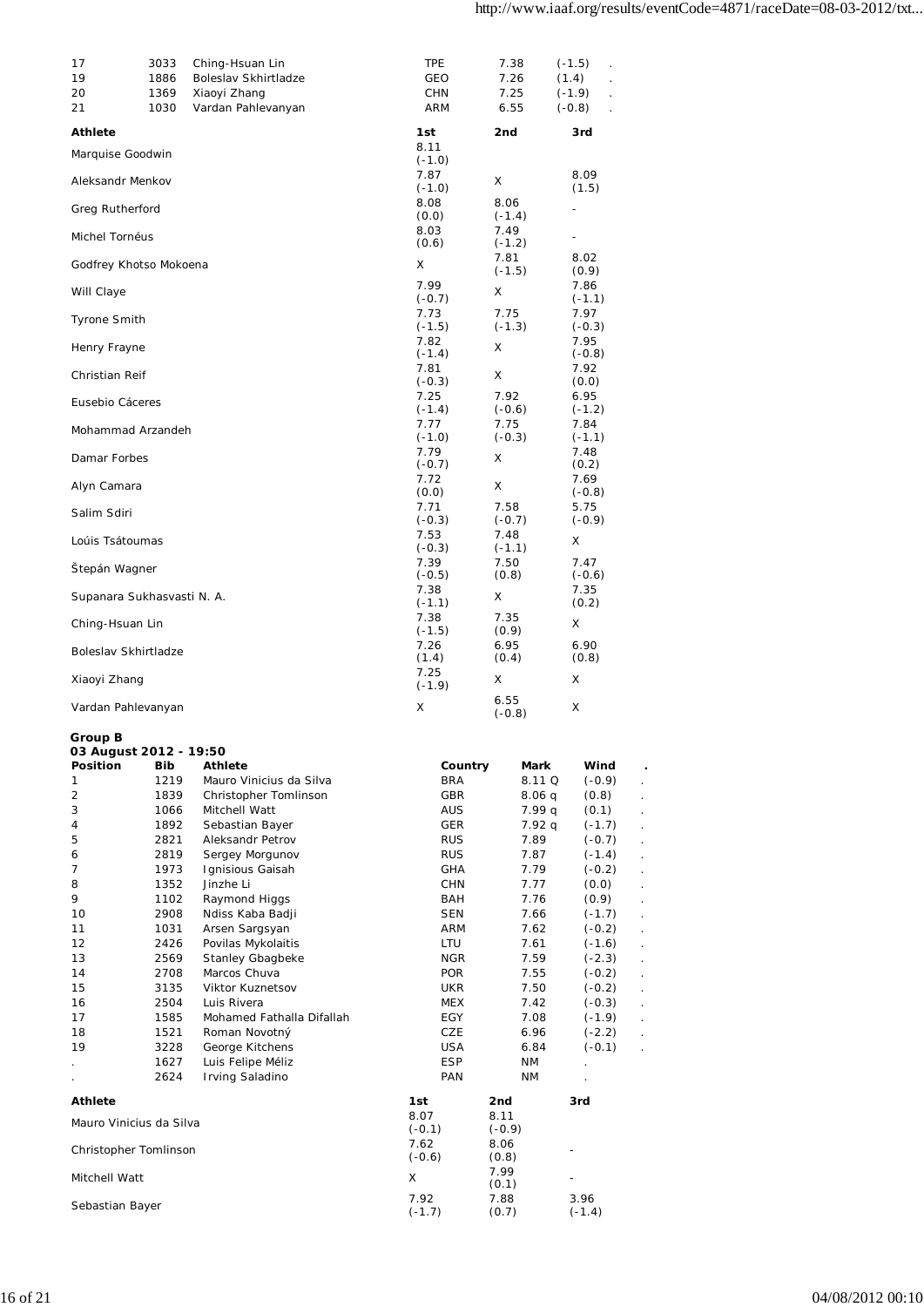| | | | | | | |
|---|---|---|---|---|---|---|
| 17 | 3033 | Ching-Hsuan Lin | TPE | 7.38 | (-1.5) | . |
| 19 | 1886 | Boleslav Skhirtladze | GEO | 7.26 | (1.4) | . |
| 20 | 1369 | Xiaoyi Zhang | CHN | 7.25 | (-1.9) | . |
| 21 | 1030 | Vardan Pahlevanyan | ARM | 6.55 | (-0.8) | . |

| Athlete | 1st | 2nd | 3rd |
|---|---|---|---|
| Marquise Goodwin | 8.11 (-1.0) | | |
| Aleksandr Menkov | 7.87 (-1.0) | X | 8.09 (1.5) |
| Greg Rutherford | 8.08 (0.0) | 8.06 (-1.4) | - |
| Michel Tornéus | 8.03 (0.6) | 7.49 (-1.2) | - |
| Godfrey Khotso Mokoena | X | 7.81 (-1.5) | 8.02 (0.9) |
| Will Claye | 7.99 (-0.7) | X | 7.86 (-1.1) |
| Tyrone Smith | 7.73 (-1.5) | 7.75 (-1.3) | 7.97 (-0.3) |
| Henry Frayne | 7.82 (-1.4) | X | 7.95 (-0.8) |
| Christian Reif | 7.81 (-0.3) | X | 7.92 (0.0) |
| Eusebio Cáceres | 7.25 (-1.4) | 7.92 (-0.6) | 6.95 (-1.2) |
| Mohammad Arzandeh | 7.77 (-1.0) | 7.75 (-0.3) | 7.84 (-1.1) |
| Damar Forbes | 7.79 (-0.7) | X | 7.48 (0.2) |
| Alyn Camara | 7.72 (0.0) | X | 7.69 (-0.8) |
| Salim Sdiri | 7.71 (-0.3) | 7.58 (-0.7) | 5.75 (-0.9) |
| Loúis Tsátoumas | 7.53 (-0.3) | 7.48 (-1.1) | X |
| Štepán Wagner | 7.39 (-0.5) | 7.50 (0.8) | 7.47 (-0.6) |
| Supanara Sukhasvasti N. A. | 7.38 (-1.1) | X | 7.35 (0.2) |
| Ching-Hsuan Lin | 7.38 (-1.5) | 7.35 (0.9) | X |
| Boleslav Skhirtladze | 7.26 (1.4) | 6.95 (0.4) | 6.90 (0.8) |
| Xiaoyi Zhang | 7.25 (-1.9) | X | X |
| Vardan Pahlevanyan | X | 6.55 (-0.8) | X |

**Group B**
**03 August 2012 - 19:50**

| Position | Bib | Athlete | Country | Mark | Wind | . |
|---|---|---|---|---|---|---|
| 1 | 1219 | Mauro Vinicius da Silva | BRA | 8.11 Q | (-0.9) | . |
| 2 | 1839 | Christopher Tomlinson | GBR | 8.06 q | (0.8) | . |
| 3 | 1066 | Mitchell Watt | AUS | 7.99 q | (0.1) | . |
| 4 | 1892 | Sebastian Bayer | GER | 7.92 q | (-1.7) | . |
| 5 | 2821 | Aleksandr Petrov | RUS | 7.89 | (-0.7) | . |
| 6 | 2819 | Sergey Morgunov | RUS | 7.87 | (-1.4) | . |
| 7 | 1973 | Ignisious Gaisah | GHA | 7.79 | (-0.2) | . |
| 8 | 1352 | Jinzhe Li | CHN | 7.77 | (0.0) | . |
| 9 | 1102 | Raymond Higgs | BAH | 7.76 | (0.9) | . |
| 10 | 2908 | Ndiss Kaba Badji | SEN | 7.66 | (-1.7) | . |
| 11 | 1031 | Arsen Sargsyan | ARM | 7.62 | (-0.2) | . |
| 12 | 2426 | Povilas Mykolaitis | LTU | 7.61 | (-1.6) | . |
| 13 | 2569 | Stanley Gbagbeke | NGR | 7.59 | (-2.3) | . |
| 14 | 2708 | Marcos Chuva | POR | 7.55 | (-0.2) | . |
| 15 | 3135 | Viktor Kuznetsov | UKR | 7.50 | (-0.2) | . |
| 16 | 2504 | Luis Rivera | MEX | 7.42 | (-0.3) | . |
| 17 | 1585 | Mohamed Fathalla Difallah | EGY | 7.08 | (-1.9) | . |
| 18 | 1521 | Roman Novotný | CZE | 6.96 | (-2.2) | . |
| 19 | 3228 | George Kitchens | USA | 6.84 | (-0.1) | . |
| . | 1627 | Luis Felipe Méliz | ESP | NM | . | |
| . | 2624 | Irving Saladino | PAN | NM | . | |

| Athlete | 1st | 2nd | 3rd |
|---|---|---|---|
| Mauro Vinicius da Silva | 8.07 (-0.1) | 8.11 (-0.9) | |
| Christopher Tomlinson | 7.62 (-0.6) | 8.06 (0.8) | - |
| Mitchell Watt | X | 7.99 (0.1) | - |
| Sebastian Bayer | 7.92 (-1.7) | 7.88 (0.7) | 3.96 (-1.4) |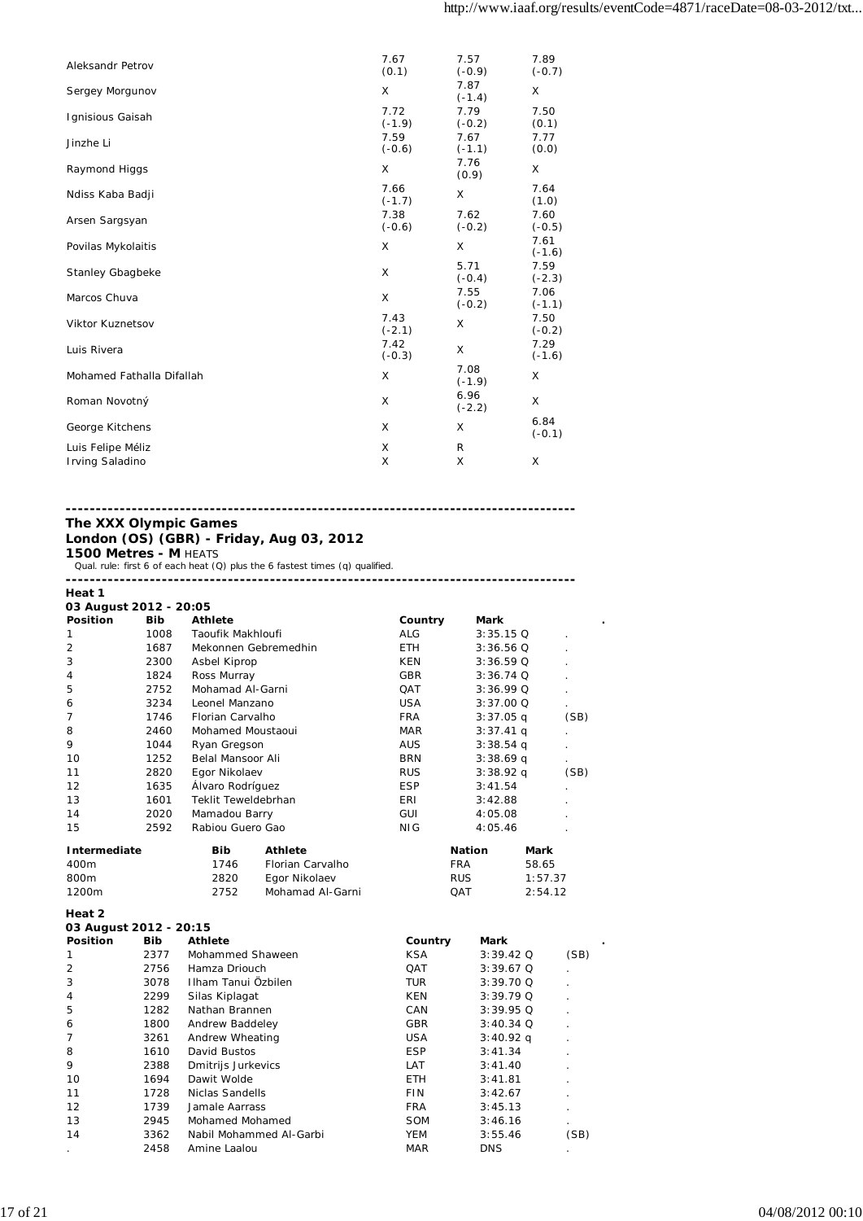| Athlete | | | |
|---|---|---|---|
| Aleksandr Petrov | 7.67 (0.1) | 7.57 (-0.9) | 7.89 (-0.7) |
| Sergey Morgunov | X | 7.87 (-1.4) | X |
| Ignisious Gaisah | 7.72 (-1.9) | 7.79 (-0.2) | 7.50 (0.1) |
| Jinzhe Li | 7.59 (-0.6) | 7.67 (-1.1) | 7.77 (0.0) |
| Raymond Higgs | X | 7.76 (0.9) | X |
| Ndiss Kaba Badji | 7.66 (-1.7) | X | 7.64 (1.0) |
| Arsen Sargsyan | 7.38 (-0.6) | 7.62 (-0.2) | 7.60 (-0.5) |
| Povilas Mykolaitis | X | X | 7.61 (-1.6) |
| Stanley Gbagbeke | X | 5.71 (-0.4) | 7.59 (-2.3) |
| Marcos Chuva | X | 7.55 (-0.2) | 7.06 (-1.1) |
| Viktor Kuznetsov | 7.43 (-2.1) | X | 7.50 (-0.2) |
| Luis Rivera | 7.42 (-0.3) | X | 7.29 (-1.6) |
| Mohamed Fathalla Difallah | X | 7.08 (-1.9) | X |
| Roman Novotný | X | 6.96 (-2.2) | X |
| George Kitchens | X | X | 6.84 (-0.1) |
| Luis Felipe Méliz | X | R | |
| Irving Saladino | X | X | X |

---

**The XXX Olympic Games**
**London (OS) (GBR) - Friday, Aug 03, 2012**
**1500 Metres - M** HEATS
Qual. rule: first 6 of each heat (Q) plus the 6 fastest times (q) qualified.

---

**Heat 1**
**03 August 2012 - 20:05**

| Position | Bib | Athlete | Country | Mark | . |
|---|---|---|---|---|---|
| 1 | 1008 | Taoufik Makhloufi | ALG | 3:35.15 Q | . |
| 2 | 1687 | Mekonnen Gebremedhin | ETH | 3:36.56 Q | . |
| 3 | 2300 | Asbel Kiprop | KEN | 3:36.59 Q | . |
| 4 | 1824 | Ross Murray | GBR | 3:36.74 Q | . |
| 5 | 2752 | Mohamad Al-Garni | QAT | 3:36.99 Q | . |
| 6 | 3234 | Leonel Manzano | USA | 3:37.00 Q | . |
| 7 | 1746 | Florian Carvalho | FRA | 3:37.05 q | (SB) |
| 8 | 2460 | Mohamed Moustaoui | MAR | 3:37.41 q | . |
| 9 | 1044 | Ryan Gregson | AUS | 3:38.54 q | . |
| 10 | 1252 | Belal Mansoor Ali | BRN | 3:38.69 q | . |
| 11 | 2820 | Egor Nikolaev | RUS | 3:38.92 q | (SB) |
| 12 | 1635 | Álvaro Rodríguez | ESP | 3:41.54 | . |
| 13 | 1601 | Teklit Teweldebrhan | ERI | 3:42.88 | . |
| 14 | 2020 | Mamadou Barry | GUI | 4:05.08 | . |
| 15 | 2592 | Rabiou Guero Gao | NIG | 4:05.46 | . |

| Intermediate | Bib | Athlete | Nation | Mark |
|---|---|---|---|---|
| 400m | 1746 | Florian Carvalho | FRA | 58.65 |
| 800m | 2820 | Egor Nikolaev | RUS | 1:57.37 |
| 1200m | 2752 | Mohamad Al-Garni | QAT | 2:54.12 |

**Heat 2**
**03 August 2012 - 20:15**

| Position | Bib | Athlete | Country | Mark | . |
|---|---|---|---|---|---|
| 1 | 2377 | Mohammed Shaween | KSA | 3:39.42 Q | (SB) |
| 2 | 2756 | Hamza Driouch | QAT | 3:39.67 Q | . |
| 3 | 3078 | Ilham Tanui Özbilen | TUR | 3:39.70 Q | . |
| 4 | 2299 | Silas Kiplagat | KEN | 3:39.79 Q | . |
| 5 | 1282 | Nathan Brannen | CAN | 3:39.95 Q | . |
| 6 | 1800 | Andrew Baddeley | GBR | 3:40.34 Q | . |
| 7 | 3261 | Andrew Wheating | USA | 3:40.92 q | . |
| 8 | 1610 | David Bustos | ESP | 3:41.34 | . |
| 9 | 2388 | Dmitrijs Jurkevics | LAT | 3:41.40 | . |
| 10 | 1694 | Dawit Wolde | ETH | 3:41.81 | . |
| 11 | 1728 | Niclas Sandells | FIN | 3:42.67 | . |
| 12 | 1739 | Jamale Aarrass | FRA | 3:45.13 | . |
| 13 | 2945 | Mohamed Mohamed | SOM | 3:46.16 | . |
| 14 | 3362 | Nabil Mohammed Al-Garbi | YEM | 3:55.46 | (SB) |
| . | 2458 | Amine Laalou | MAR | DNS | . |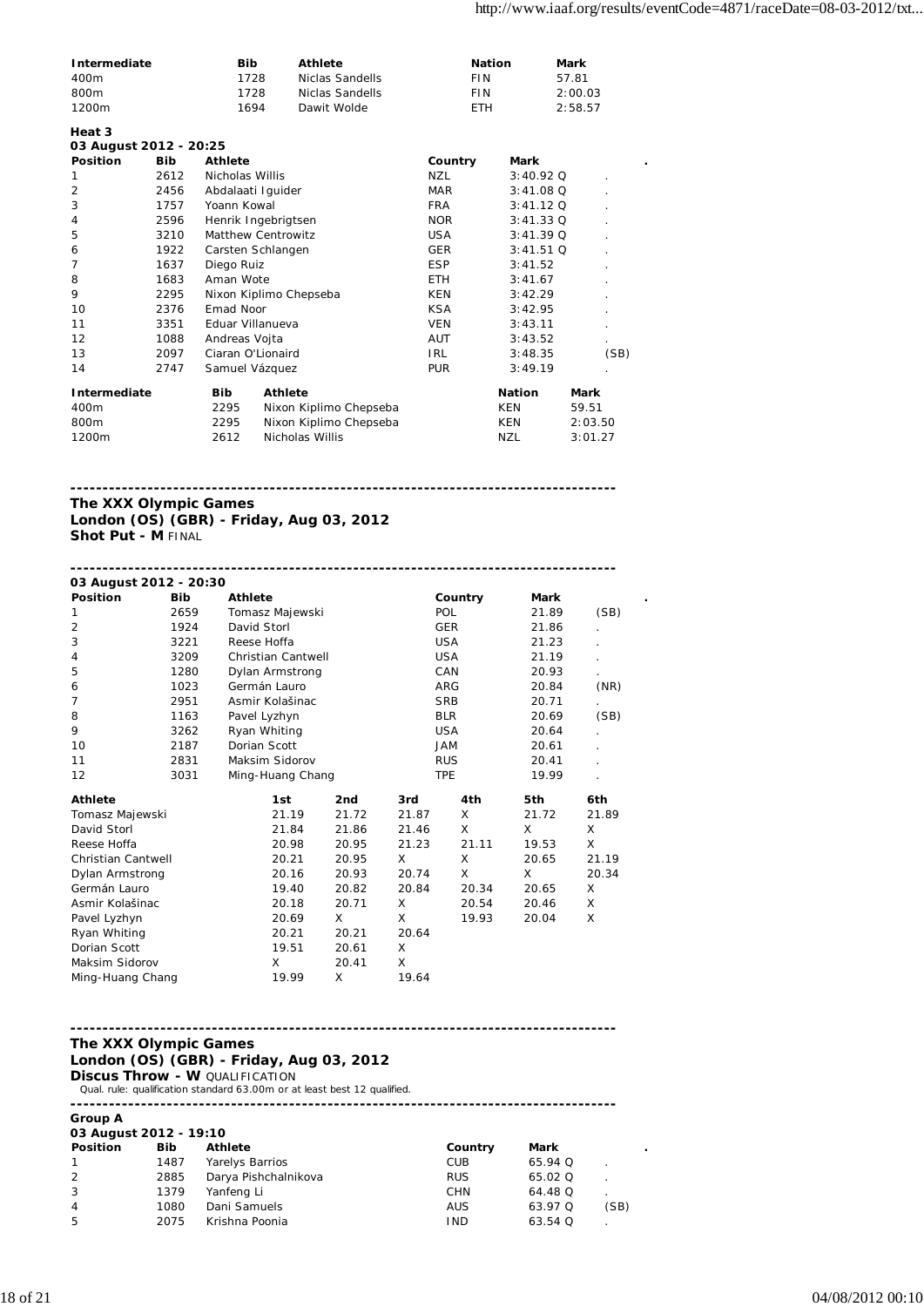| Intermediate | Bib | Athlete | Nation | Mark |
|---|---|---|---|---|
| 400m | 1728 | Niclas Sandells | FIN | 57.81 |
| 800m | 1728 | Niclas Sandells | FIN | 2:00.03 |
| 1200m | 1694 | Dawit Wolde | ETH | 2:58.57 |

**Heat 3**
**03 August 2012 - 20:25**

| Position | Bib | Athlete | Country | Mark | . |
|---|---|---|---|---|---|
| 1 | 2612 | Nicholas Willis | NZL | 3:40.92 Q | . |
| 2 | 2456 | Abdalaati Iguider | MAR | 3:41.08 Q | . |
| 3 | 1757 | Yoann Kowal | FRA | 3:41.12 Q | . |
| 4 | 2596 | Henrik Ingebrigtsen | NOR | 3:41.33 Q | . |
| 5 | 3210 | Matthew Centrowitz | USA | 3:41.39 Q | . |
| 6 | 1922 | Carsten Schlangen | GER | 3:41.51 Q | . |
| 7 | 1637 | Diego Ruiz | ESP | 3:41.52 | . |
| 8 | 1683 | Aman Wote | ETH | 3:41.67 | . |
| 9 | 2295 | Nixon Kiplimo Chepseba | KEN | 3:42.29 | . |
| 10 | 2376 | Emad Noor | KSA | 3:42.95 | . |
| 11 | 3351 | Eduar Villanueva | VEN | 3:43.11 | . |
| 12 | 1088 | Andreas Vojta | AUT | 3:43.52 | . |
| 13 | 2097 | Ciaran O'Lionaird | IRL | 3:48.35 | (SB) |
| 14 | 2747 | Samuel Vázquez | PUR | 3:49.19 | . |

| Intermediate | Bib | Athlete | Nation | Mark |
|---|---|---|---|---|
| 400m | 2295 | Nixon Kiplimo Chepseba | KEN | 59.51 |
| 800m | 2295 | Nixon Kiplimo Chepseba | KEN | 2:03.50 |
| 1200m | 2612 | Nicholas Willis | NZL | 3:01.27 |

---

**The XXX Olympic Games**
**London (OS) (GBR) - Friday, Aug 03, 2012**
**Shot Put - M** FINAL

---

**03 August 2012 - 20:30**

| Position | Bib | Athlete | Country | Mark | . |
|---|---|---|---|---|---|
| 1 | 2659 | Tomasz Majewski | POL | 21.89 | (SB) |
| 2 | 1924 | David Storl | GER | 21.86 | . |
| 3 | 3221 | Reese Hoffa | USA | 21.23 | . |
| 4 | 3209 | Christian Cantwell | USA | 21.19 | . |
| 5 | 1280 | Dylan Armstrong | CAN | 20.93 | . |
| 6 | 1023 | Germán Lauro | ARG | 20.84 | (NR) |
| 7 | 2951 | Asmir Kolašinac | SRB | 20.71 | . |
| 8 | 1163 | Pavel Lyzhyn | BLR | 20.69 | (SB) |
| 9 | 3262 | Ryan Whiting | USA | 20.64 | . |
| 10 | 2187 | Dorian Scott | JAM | 20.61 | . |
| 11 | 2831 | Maksim Sidorov | RUS | 20.41 | . |
| 12 | 3031 | Ming-Huang Chang | TPE | 19.99 | . |

| Athlete | 1st | 2nd | 3rd | 4th | 5th | 6th |
|---|---|---|---|---|---|---|
| Tomasz Majewski | 21.19 | 21.72 | 21.87 | X | 21.72 | 21.89 |
| David Storl | 21.84 | 21.86 | 21.46 | X | X | X |
| Reese Hoffa | 20.98 | 20.95 | 21.23 | 21.11 | 19.53 | X |
| Christian Cantwell | 20.21 | 20.95 | X | X | 20.65 | 21.19 |
| Dylan Armstrong | 20.16 | 20.93 | 20.74 | X | X | 20.34 |
| Germán Lauro | 19.40 | 20.82 | 20.84 | 20.34 | 20.65 | X |
| Asmir Kolašinac | 20.18 | 20.71 | X | 20.54 | 20.46 | X |
| Pavel Lyzhyn | 20.69 | X | X | 19.93 | 20.04 | X |
| Ryan Whiting | 20.21 | 20.21 | 20.64 | | | |
| Dorian Scott | 19.51 | 20.61 | X | | | |
| Maksim Sidorov | X | 20.41 | X | | | |
| Ming-Huang Chang | 19.99 | X | 19.64 | | | |

---

**The XXX Olympic Games**
**London (OS) (GBR) - Friday, Aug 03, 2012**
**Discus Throw - W** QUALIFICATION
Qual. rule: qualification standard 63.00m or at least best 12 qualified.

---

**Group A**
**03 August 2012 - 19:10**

| Position | Bib | Athlete | Country | Mark | . |
|---|---|---|---|---|---|
| 1 | 1487 | Yarelys Barrios | CUB | 65.94 Q | . |
| 2 | 2885 | Darya Pishchalnikova | RUS | 65.02 Q | . |
| 3 | 1379 | Yanfeng Li | CHN | 64.48 Q | . |
| 4 | 1080 | Dani Samuels | AUS | 63.97 Q | (SB) |
| 5 | 2075 | Krishna Poonia | IND | 63.54 Q | . |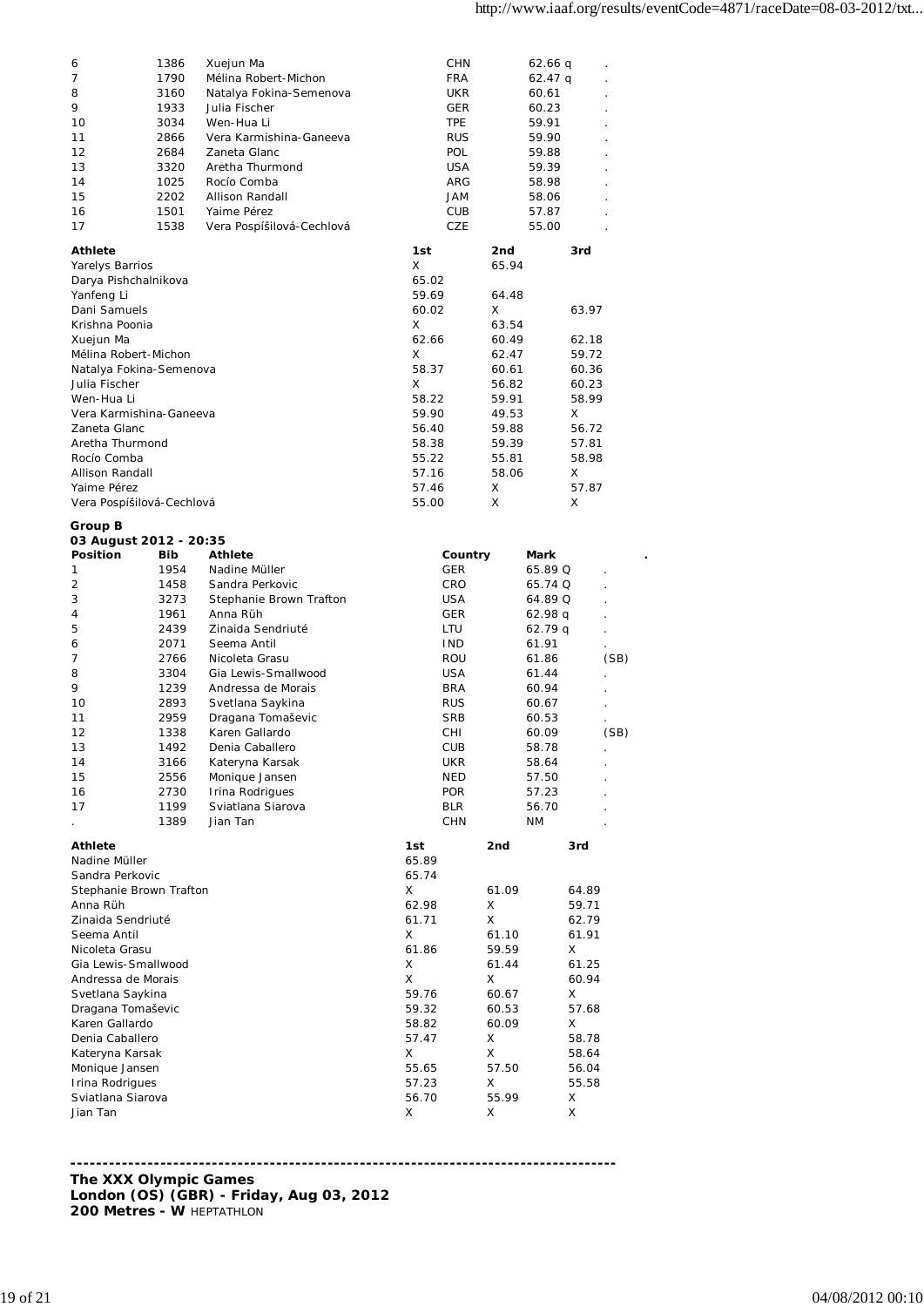| Position | Bib | Athlete | Country | Mark | . |
|---|---|---|---|---|---|
| 6 | 1386 | Xuejun Ma | CHN | 62.66 q | . |
| 7 | 1790 | Mélina Robert-Michon | FRA | 62.47 q | . |
| 8 | 3160 | Natalya Fokina-Semenova | UKR | 60.61 | . |
| 9 | 1933 | Julia Fischer | GER | 60.23 | . |
| 10 | 3034 | Wen-Hua Li | TPE | 59.91 | . |
| 11 | 2866 | Vera Karmishina-Ganeeva | RUS | 59.90 | . |
| 12 | 2684 | Zaneta Glanc | POL | 59.88 | . |
| 13 | 3320 | Aretha Thurmond | USA | 59.39 | . |
| 14 | 1025 | Rocío Comba | ARG | 58.98 | . |
| 15 | 2202 | Allison Randall | JAM | 58.06 | . |
| 16 | 1501 | Yaime Pérez | CUB | 57.87 | . |
| 17 | 1538 | Vera Pospíšilová-Cechlová | CZE | 55.00 | . |

| Athlete | 1st | 2nd | 3rd |
|---|---|---|---|
| Yarelys Barrios | X | 65.94 | |
| Darya Pishchalnikova | 65.02 | | |
| Yanfeng Li | 59.69 | 64.48 | |
| Dani Samuels | 60.02 | X | 63.97 |
| Krishna Poonia | X | 63.54 | |
| Xuejun Ma | 62.66 | 60.49 | 62.18 |
| Mélina Robert-Michon | X | 62.47 | 59.72 |
| Natalya Fokina-Semenova | 58.37 | 60.61 | 60.36 |
| Julia Fischer | X | 56.82 | 60.23 |
| Wen-Hua Li | 58.22 | 59.91 | 58.99 |
| Vera Karmishina-Ganeeva | 59.90 | 49.53 | X |
| Zaneta Glanc | 56.40 | 59.88 | 56.72 |
| Aretha Thurmond | 58.38 | 59.39 | 57.81 |
| Rocío Comba | 55.22 | 55.81 | 58.98 |
| Allison Randall | 57.16 | 58.06 | X |
| Yaime Pérez | 57.46 | X | 57.87 |
| Vera Pospíšilová-Cechlová | 55.00 | X | X |

**Group B**

**03 August 2012 - 20:35**

| Position | Bib | Athlete | Country | Mark | . |
|---|---|---|---|---|---|
| 1 | 1954 | Nadine Müller | GER | 65.89 Q | . |
| 2 | 1458 | Sandra Perkovic | CRO | 65.74 Q | . |
| 3 | 3273 | Stephanie Brown Trafton | USA | 64.89 Q | . |
| 4 | 1961 | Anna Rüh | GER | 62.98 q | . |
| 5 | 2439 | Zinaida Sendriuté | LTU | 62.79 q | . |
| 6 | 2071 | Seema Antil | IND | 61.91 | . |
| 7 | 2766 | Nicoleta Grasu | ROU | 61.86 | (SB) |
| 8 | 3304 | Gia Lewis-Smallwood | USA | 61.44 | . |
| 9 | 1239 | Andressa de Morais | BRA | 60.94 | . |
| 10 | 2893 | Svetlana Saykina | RUS | 60.67 | . |
| 11 | 2959 | Dragana Tomaševic | SRB | 60.53 | . |
| 12 | 1338 | Karen Gallardo | CHI | 60.09 | (SB) |
| 13 | 1492 | Denia Caballero | CUB | 58.78 | . |
| 14 | 3166 | Kateryna Karsak | UKR | 58.64 | . |
| 15 | 2556 | Monique Jansen | NED | 57.50 | . |
| 16 | 2730 | Irina Rodrigues | POR | 57.23 | . |
| 17 | 1199 | Sviatlana Siarova | BLR | 56.70 | . |
| . | 1389 | Jian Tan | CHN | NM | . |

| Athlete | 1st | 2nd | 3rd |
|---|---|---|---|
| Nadine Müller | 65.89 | | |
| Sandra Perkovic | 65.74 | | |
| Stephanie Brown Trafton | X | 61.09 | 64.89 |
| Anna Rüh | 62.98 | X | 59.71 |
| Zinaida Sendriuté | 61.71 | X | 62.79 |
| Seema Antil | X | 61.10 | 61.91 |
| Nicoleta Grasu | 61.86 | 59.59 | X |
| Gia Lewis-Smallwood | X | 61.44 | 61.25 |
| Andressa de Morais | X | X | 60.94 |
| Svetlana Saykina | 59.76 | 60.67 | X |
| Dragana Tomaševic | 59.32 | 60.53 | 57.68 |
| Karen Gallardo | 58.82 | 60.09 | X |
| Denia Caballero | 57.47 | X | 58.78 |
| Kateryna Karsak | X | X | 58.64 |
| Monique Jansen | 55.65 | 57.50 | 56.04 |
| Irina Rodrigues | 57.23 | X | 55.58 |
| Sviatlana Siarova | 56.70 | 55.99 | X |
| Jian Tan | X | X | X |

---

**The XXX Olympic Games**
**London (OS) (GBR) - Friday, Aug 03, 2012**
**200 Metres - W** HEPTATHLON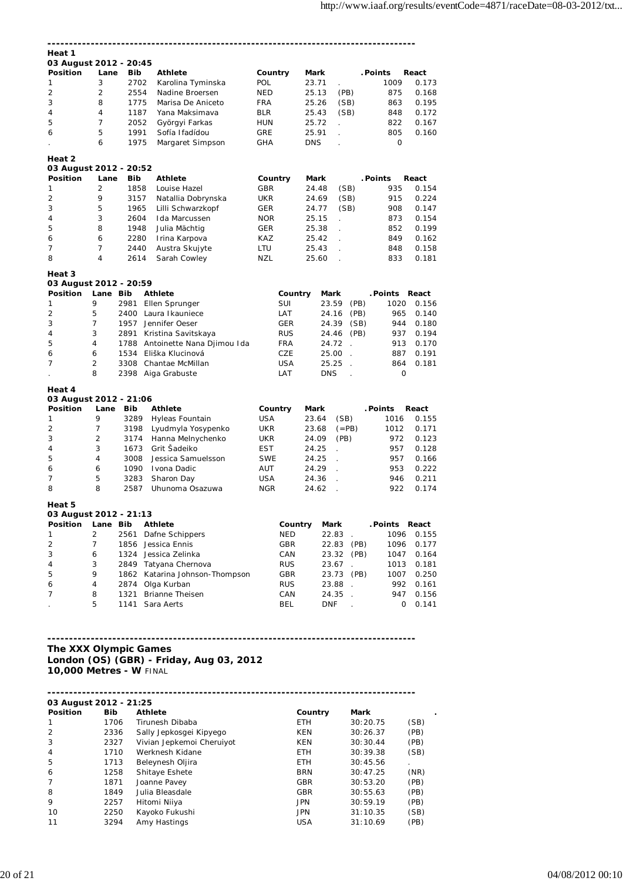### Heat 1

**03 August 2012 - 20:45**

| Position | Lane | Bib | Athlete | Country | Mark | | .Points | React |
|---|---|---|---|---|---|---|---|---|
| 1 | 3 | 2702 | Karolina Tyminska | POL | 23.71 | . | 1009 | 0.173 |
| 2 | 2 | 2554 | Nadine Broersen | NED | 25.13 | (PB) | 875 | 0.168 |
| 3 | 8 | 1775 | Marisa De Aniceto | FRA | 25.26 | (SB) | 863 | 0.195 |
| 4 | 4 | 1187 | Yana Maksimava | BLR | 25.43 | (SB) | 848 | 0.172 |
| 5 | 7 | 2052 | Györgyi Farkas | HUN | 25.72 | . | 822 | 0.167 |
| 6 | 5 | 1991 | Sofía Ifadídou | GRE | 25.91 | . | 805 | 0.160 |
| . | 6 | 1975 | Margaret Simpson | GHA | DNS | . | 0 | |

### Heat 2

**03 August 2012 - 20:52**

| Position | Lane | Bib | Athlete | Country | Mark | | .Points | React |
|---|---|---|---|---|---|---|---|---|
| 1 | 2 | 1858 | Louise Hazel | GBR | 24.48 | (SB) | 935 | 0.154 |
| 2 | 9 | 3157 | Natallia Dobrynska | UKR | 24.69 | (SB) | 915 | 0.224 |
| 3 | 5 | 1965 | Lilli Schwarzkopf | GER | 24.77 | (SB) | 908 | 0.147 |
| 4 | 3 | 2604 | Ida Marcussen | NOR | 25.15 | . | 873 | 0.154 |
| 5 | 8 | 1948 | Julia Mächtig | GER | 25.38 | . | 852 | 0.199 |
| 6 | 6 | 2280 | Irina Karpova | KAZ | 25.42 | . | 849 | 0.162 |
| 7 | 7 | 2440 | Austra Skujyte | LTU | 25.43 | . | 848 | 0.158 |
| 8 | 4 | 2614 | Sarah Cowley | NZL | 25.60 | . | 833 | 0.181 |

### Heat 3

**03 August 2012 - 20:59**

| Position | Lane | Bib | Athlete | Country | Mark | | .Points | React |
|---|---|---|---|---|---|---|---|---|
| 1 | 9 | 2981 | Ellen Sprunger | SUI | 23.59 | (PB) | 1020 | 0.156 |
| 2 | 5 | 2400 | Laura Ikauniece | LAT | 24.16 | (PB) | 965 | 0.140 |
| 3 | 7 | 1957 | Jennifer Oeser | GER | 24.39 | (SB) | 944 | 0.180 |
| 4 | 3 | 2891 | Kristina Savitskaya | RUS | 24.46 | (PB) | 937 | 0.194 |
| 5 | 4 | 1788 | Antoinette Nana Djimou Ida | FRA | 24.72 | . | 913 | 0.170 |
| 6 | 6 | 1534 | Eliška Klucinová | CZE | 25.00 | . | 887 | 0.191 |
| 7 | 2 | 3308 | Chantae McMillan | USA | 25.25 | . | 864 | 0.181 |
| . | 8 | 2398 | Aiga Grabuste | LAT | DNS | . | 0 | |

### Heat 4

**03 August 2012 - 21:06**

| Position | Lane | Bib | Athlete | Country | Mark | | .Points | React |
|---|---|---|---|---|---|---|---|---|
| 1 | 9 | 3289 | Hyleas Fountain | USA | 23.64 | (SB) | 1016 | 0.155 |
| 2 | 7 | 3198 | Lyudmyla Yosypenko | UKR | 23.68 | (=PB) | 1012 | 0.171 |
| 3 | 2 | 3174 | Hanna Melnychenko | UKR | 24.09 | (PB) | 972 | 0.123 |
| 4 | 3 | 1673 | Grit Šadeiko | EST | 24.25 | . | 957 | 0.128 |
| 5 | 4 | 3008 | Jessica Samuelsson | SWE | 24.25 | . | 957 | 0.166 |
| 6 | 6 | 1090 | Ivona Dadic | AUT | 24.29 | . | 953 | 0.222 |
| 7 | 5 | 3283 | Sharon Day | USA | 24.36 | . | 946 | 0.211 |
| 8 | 8 | 2587 | Uhunoma Osazuwa | NGR | 24.62 | . | 922 | 0.174 |

### Heat 5

**03 August 2012 - 21:13**

| Position | Lane | Bib | Athlete | Country | Mark | | .Points | React |
|---|---|---|---|---|---|---|---|---|
| 1 | 2 | 2561 | Dafne Schippers | NED | 22.83 | . | 1096 | 0.155 |
| 2 | 7 | 1856 | Jessica Ennis | GBR | 22.83 | (PB) | 1096 | 0.177 |
| 3 | 6 | 1324 | Jessica Zelinka | CAN | 23.32 | (PB) | 1047 | 0.164 |
| 4 | 3 | 2849 | Tatyana Chernova | RUS | 23.67 | . | 1013 | 0.181 |
| 5 | 9 | 1862 | Katarina Johnson-Thompson | GBR | 23.73 | (PB) | 1007 | 0.250 |
| 6 | 4 | 2874 | Olga Kurban | RUS | 23.88 | . | 992 | 0.161 |
| 7 | 8 | 1321 | Brianne Theisen | CAN | 24.35 | . | 947 | 0.156 |
| . | 5 | 1141 | Sara Aerts | BEL | DNF | . | 0 | 0.141 |

---

## The XXX Olympic Games
## London (OS) (GBR) - Friday, Aug 03, 2012
## 10,000 Metres - W FINAL

---

**03 August 2012 - 21:25**

| Position | Bib | Athlete | Country | Mark | . |
|---|---|---|---|---|---|
| 1 | 1706 | Tirunesh Dibaba | ETH | 30:20.75 | (SB) |
| 2 | 2336 | Sally Jepkosgei Kipyego | KEN | 30:26.37 | (PB) |
| 3 | 2327 | Vivian Jepkemoi Cheruiyot | KEN | 30:30.44 | (PB) |
| 4 | 1710 | Werknesh Kidane | ETH | 30:39.38 | (SB) |
| 5 | 1713 | Beleynesh Oljira | ETH | 30:45.56 | . |
| 6 | 1258 | Shitaye Eshete | BRN | 30:47.25 | (NR) |
| 7 | 1871 | Joanne Pavey | GBR | 30:53.20 | (PB) |
| 8 | 1849 | Julia Bleasdale | GBR | 30:55.63 | (PB) |
| 9 | 2257 | Hitomi Niiya | JPN | 30:59.19 | (PB) |
| 10 | 2250 | Kayoko Fukushi | JPN | 31:10.35 | (SB) |
| 11 | 3294 | Amy Hastings | USA | 31:10.69 | (PB) |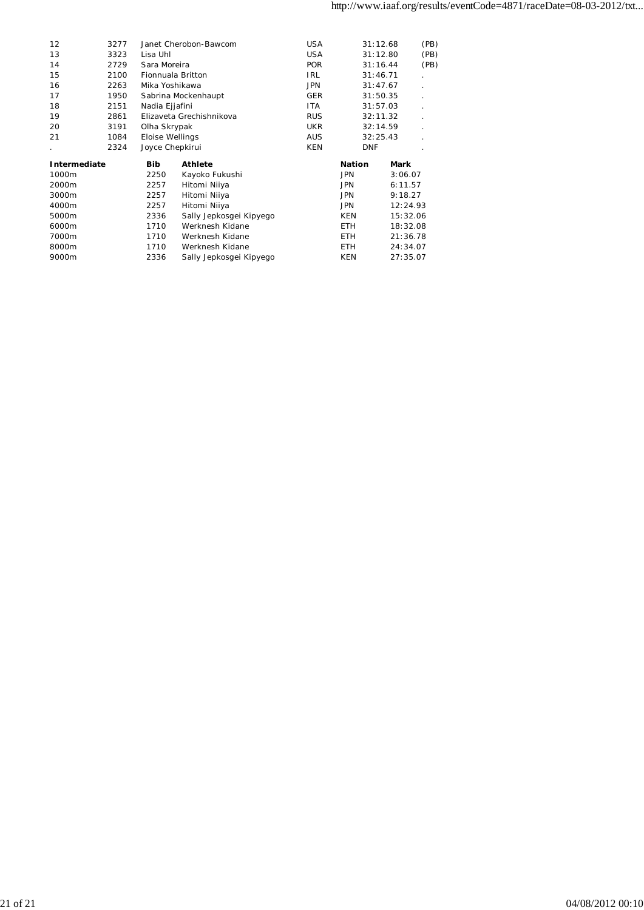| | | | | | |
|---|---|---|---|---|---|
| 12 | 3277 | Janet Cherobon-Bawcom | USA | 31:12.68 | (PB) |
| 13 | 3323 | Lisa Uhl | USA | 31:12.80 | (PB) |
| 14 | 2729 | Sara Moreira | POR | 31:16.44 | (PB) |
| 15 | 2100 | Fionnuala Britton | IRL | 31:46.71 | . |
| 16 | 2263 | Mika Yoshikawa | JPN | 31:47.67 | . |
| 17 | 1950 | Sabrina Mockenhaupt | GER | 31:50.35 | . |
| 18 | 2151 | Nadia Ejjafini | ITA | 31:57.03 | . |
| 19 | 2861 | Elizaveta Grechishnikova | RUS | 32:11.32 | . |
| 20 | 3191 | Olha Skrypak | UKR | 32:14.59 | . |
| 21 | 1084 | Eloise Wellings | AUS | 32:25.43 | . |
| . | 2324 | Joyce Chepkirui | KEN | DNF | . |

| Intermediate | Bib | Athlete | Nation | Mark |
|---|---|---|---|---|
| 1000m | 2250 | Kayoko Fukushi | JPN | 3:06.07 |
| 2000m | 2257 | Hitomi Niiya | JPN | 6:11.57 |
| 3000m | 2257 | Hitomi Niiya | JPN | 9:18.27 |
| 4000m | 2257 | Hitomi Niiya | JPN | 12:24.93 |
| 5000m | 2336 | Sally Jepkosgei Kipyego | KEN | 15:32.06 |
| 6000m | 1710 | Werknesh Kidane | ETH | 18:32.08 |
| 7000m | 1710 | Werknesh Kidane | ETH | 21:36.78 |
| 8000m | 1710 | Werknesh Kidane | ETH | 24:34.07 |
| 9000m | 2336 | Sally Jepkosgei Kipyego | KEN | 27:35.07 |